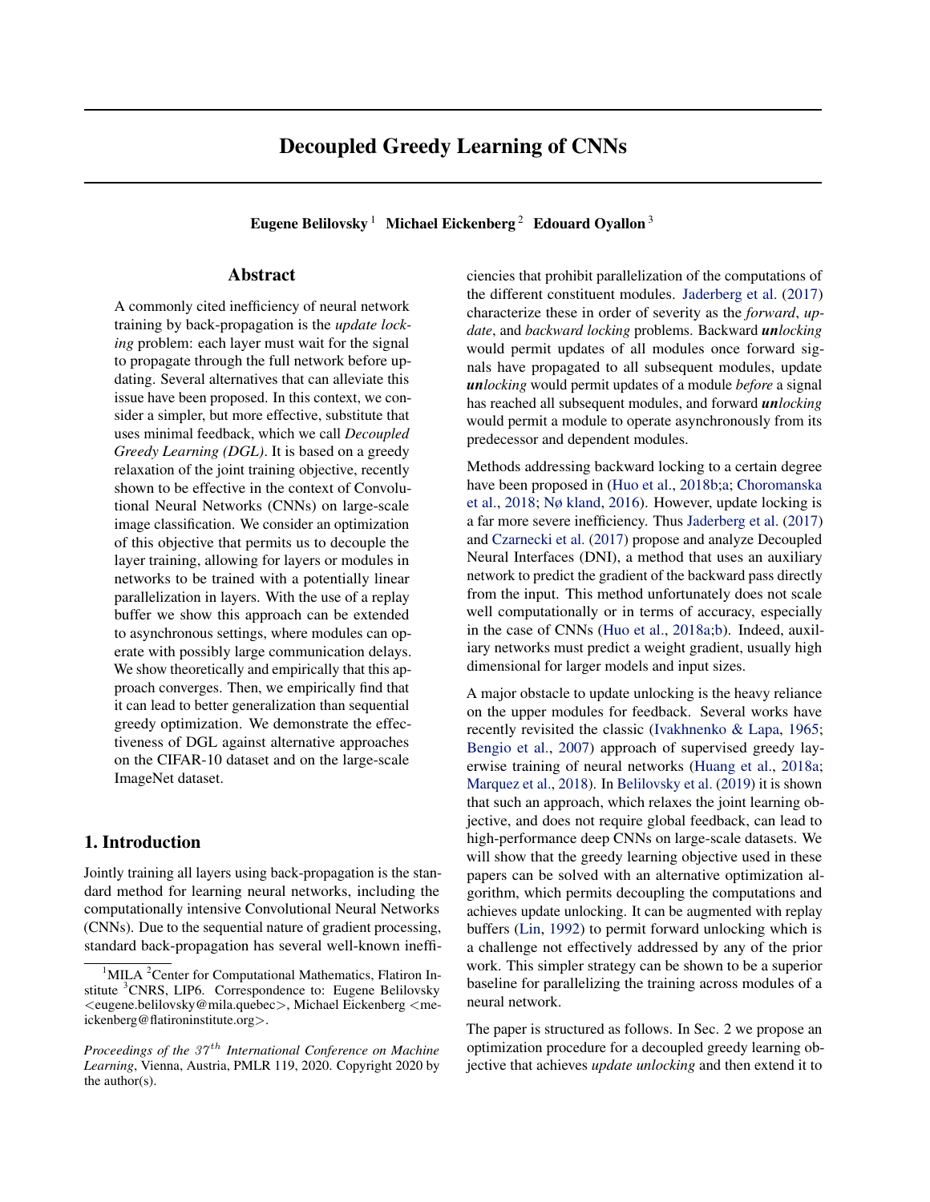# Decoupled Greedy Learning of CNNs

**Eugene Belilovsky** [1] **Michael Eickenberg** [2] **Edouard Oyallon** [3]

## Abstract

A commonly cited inefficiency of neural network training by back-propagation is the *update locking* problem: each layer must wait for the signal to propagate through the full network before updating. Several alternatives that can alleviate this issue have been proposed. In this context, we consider a simpler, but more effective, substitute that uses minimal feedback, which we call *Decoupled Greedy Learning (DGL)*. It is based on a greedy relaxation of the joint training objective, recently shown to be effective in the context of Convolutional Neural Networks (CNNs) on large-scale image classification. We consider an optimization of this objective that permits us to decouple the layer training, allowing for layers or modules in networks to be trained with a potentially linear parallelization in layers. With the use of a replay buffer we show this approach can be extended to asynchronous settings, where modules can operate with possibly large communication delays. We show theoretically and empirically that this approach converges. Then, we empirically find that it can lead to better generalization than sequential greedy optimization. We demonstrate the effectiveness of DGL against alternative approaches on the CIFAR-10 dataset and on the large-scale ImageNet dataset.

## 1. Introduction

Jointly training all layers using back-propagation is the standard method for learning neural networks, including the computationally intensive Convolutional Neural Networks (CNNs). Due to the sequential nature of gradient processing, standard back-propagation has several well-known inefficiencies that prohibit parallelization of the computations of the different constituent modules. Jaderberg et al. (2017) characterize these in order of severity as the *forward*, *update*, and *backward locking* problems. Backward ***un**locking* would permit updates of all modules once forward signals have propagated to all subsequent modules, update ***un**locking* would permit updates of a module *before* a signal has reached all subsequent modules, and forward ***un**locking* would permit a module to operate asynchronously from its predecessor and dependent modules.

Methods addressing backward locking to a certain degree have been proposed in (Huo et al., 2018b;a; Choromanska et al., 2018; Nø kland, 2016). However, update locking is a far more severe inefficiency. Thus Jaderberg et al. (2017) and Czarnecki et al. (2017) propose and analyze Decoupled Neural Interfaces (DNI), a method that uses an auxiliary network to predict the gradient of the backward pass directly from the input. This method unfortunately does not scale well computationally or in terms of accuracy, especially in the case of CNNs (Huo et al., 2018a;b). Indeed, auxiliary networks must predict a weight gradient, usually high dimensional for larger models and input sizes.

A major obstacle to update unlocking is the heavy reliance on the upper modules for feedback. Several works have recently revisited the classic (Ivakhnenko & Lapa, 1965; Bengio et al., 2007) approach of supervised greedy layerwise training of neural networks (Huang et al., 2018a; Marquez et al., 2018). In Belilovsky et al. (2019) it is shown that such an approach, which relaxes the joint learning objective, and does not require global feedback, can lead to high-performance deep CNNs on large-scale datasets. We will show that the greedy learning objective used in these papers can be solved with an alternative optimization algorithm, which permits decoupling the computations and achieves update unlocking. It can be augmented with replay buffers (Lin, 1992) to permit forward unlocking which is a challenge not effectively addressed by any of the prior work. This simpler strategy can be shown to be a superior baseline for parallelizing the training across modules of a neural network.

The paper is structured as follows. In Sec. 2 we propose an optimization procedure for a decoupled greedy learning objective that achieves *update unlocking* and then extend it to

---

[1] MILA [2] Center for Computational Mathematics, Flatiron Institute [3] CNRS, LIP6. Correspondence to: Eugene Belilovsky <eugene.belilovsky@mila.quebec>, Michael Eickenberg <meickenberg@flatironinstitute.org>.

*Proceedings of the 37th International Conference on Machine Learning*, Vienna, Austria, PMLR 119, 2020. Copyright 2020 by the author(s).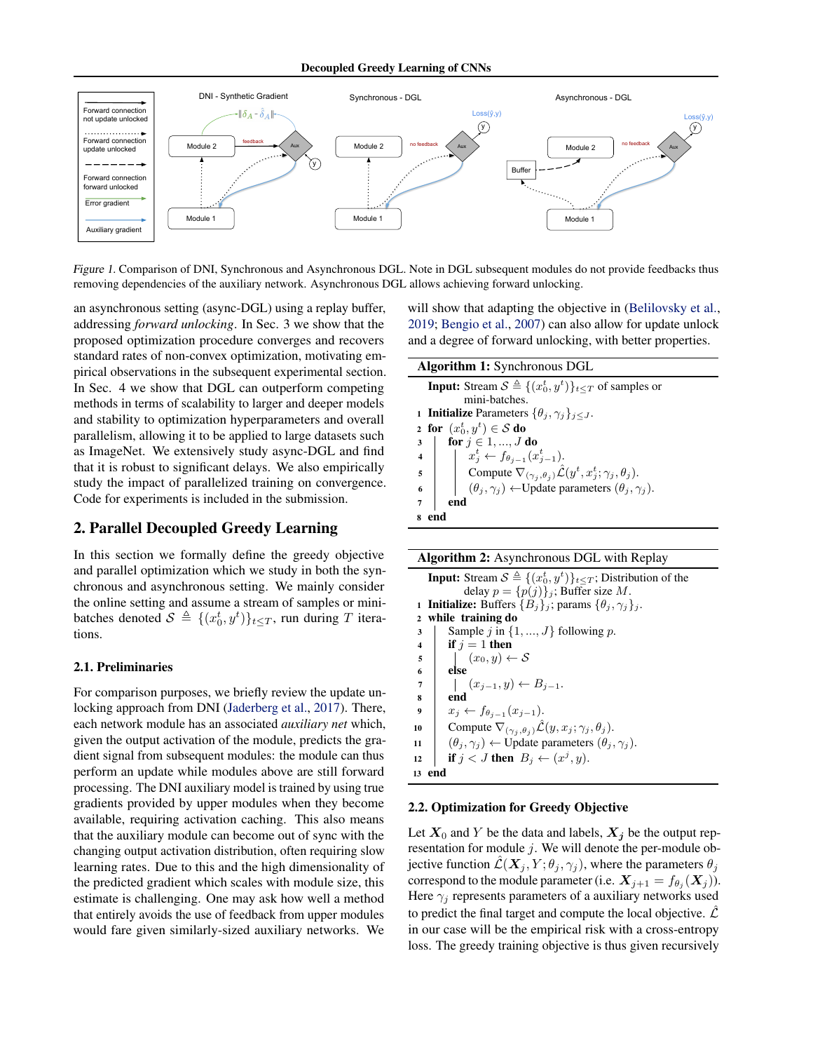*Figure 1.* Comparison of DNI, Synchronous and Asynchronous DGL. Note in DGL subsequent modules do not provide feedbacks thus removing dependencies of the auxiliary network. Asynchronous DGL allows achieving forward unlocking.

an asynchronous setting (async-DGL) using a replay buffer, addressing *forward unlocking*. In Sec. 3 we show that the proposed optimization procedure converges and recovers standard rates of non-convex optimization, motivating empirical observations in the subsequent experimental section. In Sec. 4 we show that DGL can outperform competing methods in terms of scalability to larger and deeper models and stability to optimization hyperparameters and overall parallelism, allowing it to be applied to large datasets such as ImageNet. We extensively study async-DGL and find that it is robust to significant delays. We also empirically study the impact of parallelized training on convergence. Code for experiments is included in the submission.

## 2. Parallel Decoupled Greedy Learning

In this section we formally define the greedy objective and parallel optimization which we study in both the synchronous and asynchronous setting. We mainly consider the online setting and assume a stream of samples or mini-batches denoted $\mathcal{S} \triangleq \{(x_0^t, y^t)\}_{t \leq T}$, run during $T$ iterations.

### 2.1. Preliminaries

For comparison purposes, we briefly review the update unlocking approach from DNI (Jaderberg et al., 2017). There, each network module has an associated *auxiliary net* which, given the output activation of the module, predicts the gradient signal from subsequent modules: the module can thus perform an update while modules above are still forward processing. The DNI auxiliary model is trained by using true gradients provided by upper modules when they become available, requiring activation caching. This also means that the auxiliary module can become out of sync with the changing output activation distribution, often requiring slow learning rates. Due to this and the high dimensionality of the predicted gradient which scales with module size, this estimate is challenging. One may ask how well a method that entirely avoids the use of feedback from upper modules would fare given similarly-sized auxiliary networks. We will show that adapting the objective in (Belilovsky et al., 2019; Bengio et al., 2007) can also allow for update unlock and a degree of forward unlocking, with better properties.

**Algorithm 1:** Synchronous DGL

```
Input: Stream S ≜ {(x_0^t, y^t)}_{t≤T} of samples or
       mini-batches.
1 Initialize Parameters {θ_j, γ_j}_{j≤J}.
2 for (x_0^t, y^t) ∈ S do
3   for j ∈ 1, ..., J do
4     x_j^t ← f_{θ_{j-1}}(x_{j-1}^t).
5     Compute ∇_{(γ_j,θ_j)} L̂(y^t, x_j^t; γ_j, θ_j).
6     (θ_j, γ_j) ←Update parameters (θ_j, γ_j).
7   end
8 end
```

**Algorithm 2:** Asynchronous DGL with Replay

```
Input: Stream S ≜ {(x_0^t, y^t)}_{t≤T}; Distribution of the
       delay p = {p(j)}_j; Buffer size M.
1  Initialize: Buffers {B_j}_j; params {θ_j, γ_j}_j.
2  while training do
3    Sample j in {1, ..., J} following p.
4    if j = 1 then
5      (x_0, y) ← S
6    else
7      (x_{j-1}, y) ← B_{j-1}.
8    end
9    x_j ← f_{θ_{j-1}}(x_{j-1}).
10   Compute ∇_{(γ_j,θ_j)} L̂(y, x_j; γ_j, θ_j).
11   (θ_j, γ_j) ← Update parameters (θ_j, γ_j).
12   if j < J then B_j ← (x^j, y).
13 end
```

### 2.2. Optimization for Greedy Objective

Let $\boldsymbol{X}_0$ and $Y$ be the data and labels, $\boldsymbol{X_j}$ be the output representation for module $j$. We will denote the per-module objective function $\hat{\mathcal{L}}(\boldsymbol{X}_j, Y; \theta_j, \gamma_j)$, where the parameters $\theta_j$ correspond to the module parameter (i.e. $\boldsymbol{X}_{j+1} = f_{\theta_j}(\boldsymbol{X}_j)$). Here $\gamma_j$ represents parameters of a auxiliary networks used to predict the final target and compute the local objective. $\hat{\mathcal{L}}$ in our case will be the empirical risk with a cross-entropy loss. The greedy training objective is thus given recursively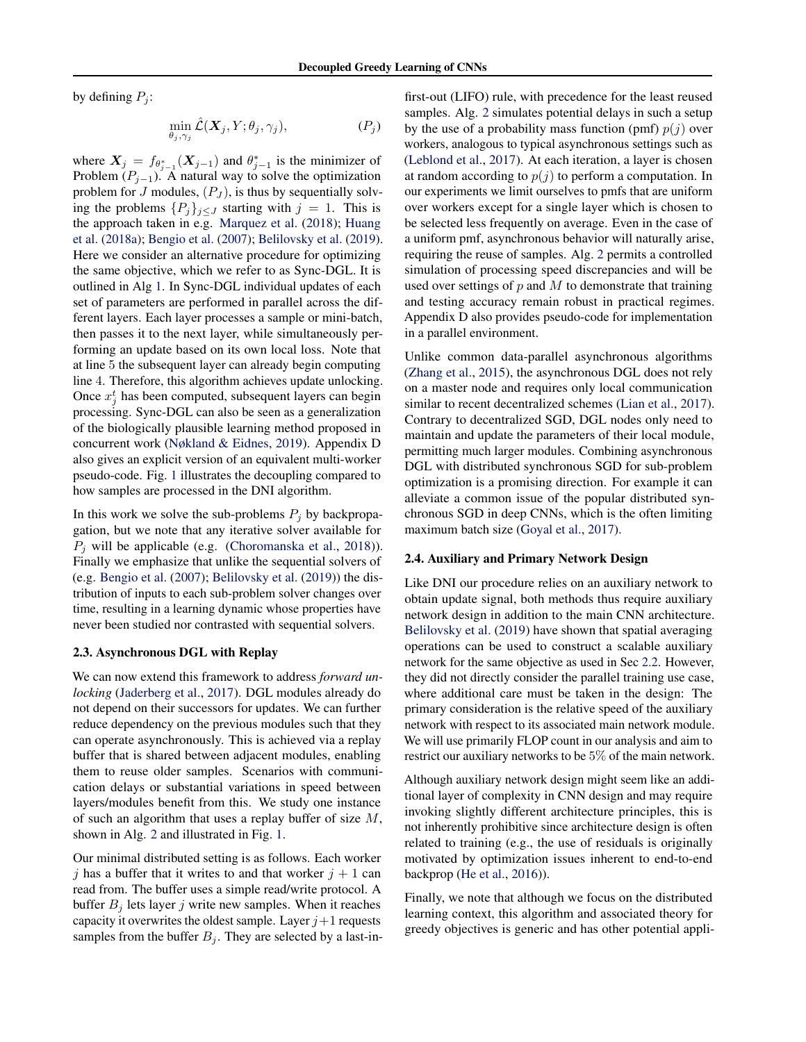by defining $P_j$:

$$\min_{\theta_j, \gamma_j} \hat{\mathcal{L}}(\boldsymbol{X}_j, Y; \theta_j, \gamma_j), \tag{$P_j$}$$

where $\boldsymbol{X}_j = f_{\theta^*_{j-1}}(\boldsymbol{X}_{j-1})$ and $\theta^*_{j-1}$ is the minimizer of Problem $(P_{j-1})$. A natural way to solve the optimization problem for $J$ modules, $(P_J)$, is thus by sequentially solving the problems $\{P_j\}_{j \leq J}$ starting with $j = 1$. This is the approach taken in e.g. Marquez et al. (2018); Huang et al. (2018a); Bengio et al. (2007); Belilovsky et al. (2019). Here we consider an alternative procedure for optimizing the same objective, which we refer to as Sync-DGL. It is outlined in Alg 1. In Sync-DGL individual updates of each set of parameters are performed in parallel across the different layers. Each layer processes a sample or mini-batch, then passes it to the next layer, while simultaneously performing an update based on its own local loss. Note that at line 5 the subsequent layer can already begin computing line 4. Therefore, this algorithm achieves update unlocking. Once $x^t_j$ has been computed, subsequent layers can begin processing. Sync-DGL can also be seen as a generalization of the biologically plausible learning method proposed in concurrent work (Nøkland & Eidnes, 2019). Appendix D also gives an explicit version of an equivalent multi-worker pseudo-code. Fig. 1 illustrates the decoupling compared to how samples are processed in the DNI algorithm.

In this work we solve the sub-problems $P_j$ by backpropagation, but we note that any iterative solver available for $P_j$ will be applicable (e.g. (Choromanska et al., 2018)). Finally we emphasize that unlike the sequential solvers of (e.g. Bengio et al. (2007); Belilovsky et al. (2019)) the distribution of inputs to each sub-problem solver changes over time, resulting in a learning dynamic whose properties have never been studied nor contrasted with sequential solvers.

### 2.3. Asynchronous DGL with Replay

We can now extend this framework to address *forward unlocking* (Jaderberg et al., 2017). DGL modules already do not depend on their successors for updates. We can further reduce dependency on the previous modules such that they can operate asynchronously. This is achieved via a replay buffer that is shared between adjacent modules, enabling them to reuse older samples. Scenarios with communication delays or substantial variations in speed between layers/modules benefit from this. We study one instance of such an algorithm that uses a replay buffer of size $M$, shown in Alg. 2 and illustrated in Fig. 1.

Our minimal distributed setting is as follows. Each worker $j$ has a buffer that it writes to and that worker $j + 1$ can read from. The buffer uses a simple read/write protocol. A buffer $B_j$ lets layer $j$ write new samples. When it reaches capacity it overwrites the oldest sample. Layer $j+1$ requests samples from the buffer $B_j$. They are selected by a last-in-first-out (LIFO) rule, with precedence for the least reused samples. Alg. 2 simulates potential delays in such a setup by the use of a probability mass function (pmf) $p(j)$ over workers, analogous to typical asynchronous settings such as (Leblond et al., 2017). At each iteration, a layer is chosen at random according to $p(j)$ to perform a computation. In our experiments we limit ourselves to pmfs that are uniform over workers except for a single layer which is chosen to be selected less frequently on average. Even in the case of a uniform pmf, asynchronous behavior will naturally arise, requiring the reuse of samples. Alg. 2 permits a controlled simulation of processing speed discrepancies and will be used over settings of $p$ and $M$ to demonstrate that training and testing accuracy remain robust in practical regimes. Appendix D also provides pseudo-code for implementation in a parallel environment.

Unlike common data-parallel asynchronous algorithms (Zhang et al., 2015), the asynchronous DGL does not rely on a master node and requires only local communication similar to recent decentralized schemes (Lian et al., 2017). Contrary to decentralized SGD, DGL nodes only need to maintain and update the parameters of their local module, permitting much larger modules. Combining asynchronous DGL with distributed synchronous SGD for sub-problem optimization is a promising direction. For example it can alleviate a common issue of the popular distributed synchronous SGD in deep CNNs, which is the often limiting maximum batch size (Goyal et al., 2017).

### 2.4. Auxiliary and Primary Network Design

Like DNI our procedure relies on an auxiliary network to obtain update signal, both methods thus require auxiliary network design in addition to the main CNN architecture. Belilovsky et al. (2019) have shown that spatial averaging operations can be used to construct a scalable auxiliary network for the same objective as used in Sec 2.2. However, they did not directly consider the parallel training use case, where additional care must be taken in the design: The primary consideration is the relative speed of the auxiliary network with respect to its associated main network module. We will use primarily FLOP count in our analysis and aim to restrict our auxiliary networks to be 5% of the main network.

Although auxiliary network design might seem like an additional layer of complexity in CNN design and may require invoking slightly different architecture principles, this is not inherently prohibitive since architecture design is often related to training (e.g., the use of residuals is originally motivated by optimization issues inherent to end-to-end backprop (He et al., 2016)).

Finally, we note that although we focus on the distributed learning context, this algorithm and associated theory for greedy objectives is generic and has other potential appli-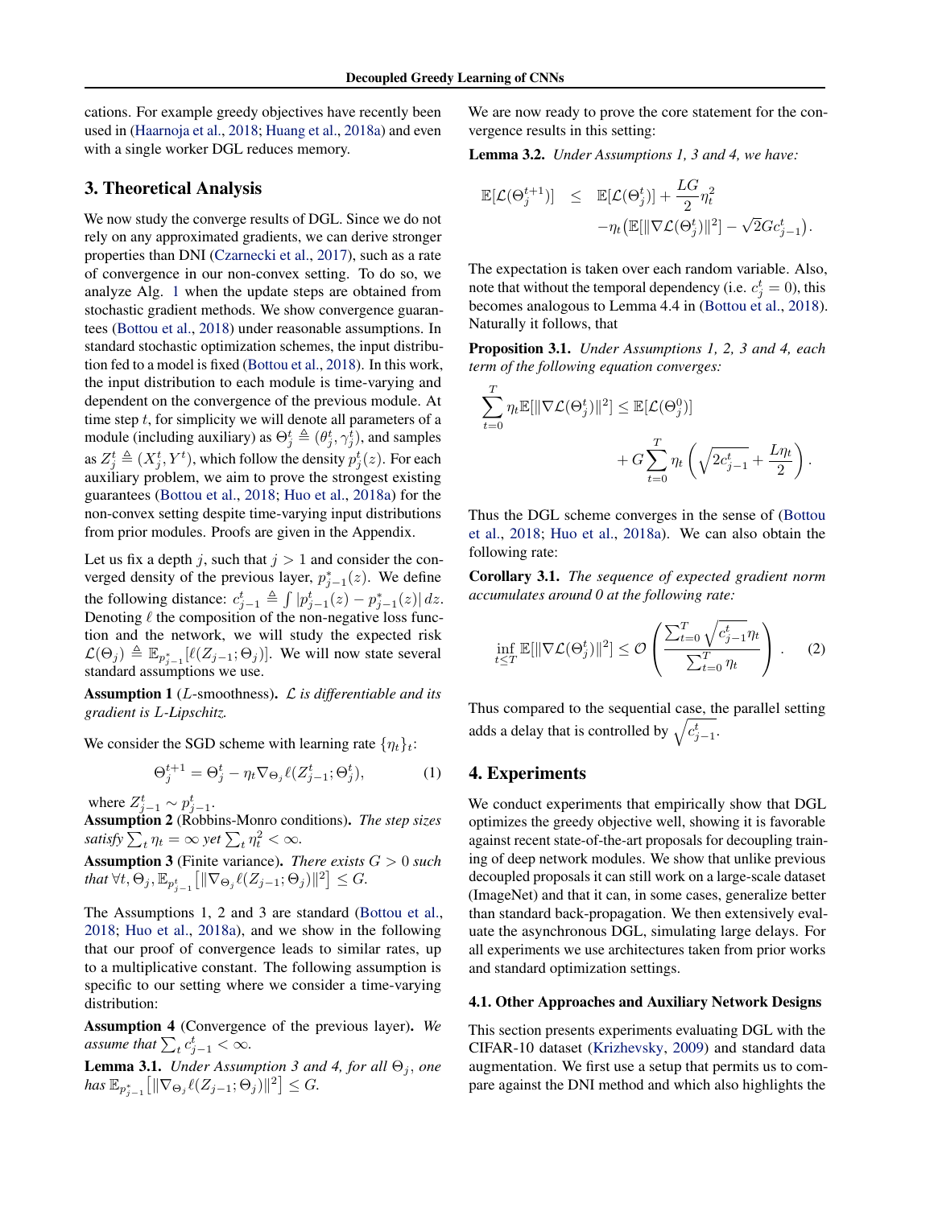cations. For example greedy objectives have recently been used in (Haarnoja et al., 2018; Huang et al., 2018a) and even with a single worker DGL reduces memory.

## 3. Theoretical Analysis

We now study the converge results of DGL. Since we do not rely on any approximated gradients, we can derive stronger properties than DNI (Czarnecki et al., 2017), such as a rate of convergence in our non-convex setting. To do so, we analyze Alg. 1 when the update steps are obtained from stochastic gradient methods. We show convergence guarantees (Bottou et al., 2018) under reasonable assumptions. In standard stochastic optimization schemes, the input distribution fed to a model is fixed (Bottou et al., 2018). In this work, the input distribution to each module is time-varying and dependent on the convergence of the previous module. At time step $t$, for simplicity we will denote all parameters of a module (including auxiliary) as $\Theta_j^t \triangleq (\theta_j^t, \gamma_j^t)$, and samples as $Z_j^t \triangleq (X_j^t, Y^t)$, which follow the density $p_j^t(z)$. For each auxiliary problem, we aim to prove the strongest existing guarantees (Bottou et al., 2018; Huo et al., 2018a) for the non-convex setting despite time-varying input distributions from prior modules. Proofs are given in the Appendix.

Let us fix a depth $j$, such that $j > 1$ and consider the converged density of the previous layer, $p_{j-1}^*(z)$. We define the following distance: $c_{j-1}^t \triangleq \int |p_{j-1}^t(z) - p_{j-1}^*(z)|\, dz$. Denoting $\ell$ the composition of the non-negative loss function and the network, we will study the expected risk $\mathcal{L}(\Theta_j) \triangleq \mathbb{E}_{p_{j-1}^*}[\ell(Z_{j-1}; \Theta_j)]$. We will now state several standard assumptions we use.

**Assumption 1** ($L$-smoothness). *$\mathcal{L}$ is differentiable and its gradient is $L$-Lipschitz.*

We consider the SGD scheme with learning rate $\{\eta_t\}_t$:

$$\Theta_j^{t+1} = \Theta_j^t - \eta_t \nabla_{\Theta_j} \ell(Z_{j-1}^t; \Theta_j^t), \tag{1}$$

where $Z_{j-1}^t \sim p_{j-1}^t$.

**Assumption 2** (Robbins-Monro conditions). *The step sizes satisfy $\sum_t \eta_t = \infty$ yet $\sum_t \eta_t^2 < \infty$.*

**Assumption 3** (Finite variance). *There exists $G > 0$ such that $\forall t, \Theta_j, \mathbb{E}_{p_{j-1}^t}\left[\|\nabla_{\Theta_j} \ell(Z_{j-1}; \Theta_j)\|^2\right] \leq G$.*

The Assumptions 1, 2 and 3 are standard (Bottou et al., 2018; Huo et al., 2018a), and we show in the following that our proof of convergence leads to similar rates, up to a multiplicative constant. The following assumption is specific to our setting where we consider a time-varying distribution:

**Assumption 4** (Convergence of the previous layer). *We assume that $\sum_t c_{j-1}^t < \infty$.*

**Lemma 3.1.** *Under Assumption 3 and 4, for all $\Theta_j$, one has $\mathbb{E}_{p_{j-1}^*}\left[\|\nabla_{\Theta_j} \ell(Z_{j-1}; \Theta_j)\|^2\right] \leq G$.*

We are now ready to prove the core statement for the convergence results in this setting:

**Lemma 3.2.** *Under Assumptions 1, 3 and 4, we have:*

$$\begin{aligned} \mathbb{E}[\mathcal{L}(\Theta_j^{t+1})] \quad &\leq \quad \mathbb{E}[\mathcal{L}(\Theta_j^t)] + \frac{LG}{2}\eta_t^2 \\ &\quad -\eta_t\big(\mathbb{E}[\|\nabla \mathcal{L}(\Theta_j^t)\|^2] - \sqrt{2}Gc_{j-1}^t\big). \end{aligned}$$

The expectation is taken over each random variable. Also, note that without the temporal dependency (i.e. $c_j^t = 0$), this becomes analogous to Lemma 4.4 in (Bottou et al., 2018). Naturally it follows, that

**Proposition 3.1.** *Under Assumptions 1, 2, 3 and 4, each term of the following equation converges:*

$$\sum_{t=0}^{T} \eta_t \mathbb{E}[\|\nabla \mathcal{L}(\Theta_j^t)\|^2] \leq \mathbb{E}[\mathcal{L}(\Theta_j^0)] + G\sum_{t=0}^{T} \eta_t \left(\sqrt{2c_{j-1}^t} + \frac{L\eta_t}{2}\right).$$

Thus the DGL scheme converges in the sense of (Bottou et al., 2018; Huo et al., 2018a). We can also obtain the following rate:

**Corollary 3.1.** *The sequence of expected gradient norm accumulates around 0 at the following rate:*

$$\inf_{t \leq T} \mathbb{E}[\|\nabla \mathcal{L}(\Theta_j^t)\|^2] \leq \mathcal{O}\left(\frac{\sum_{t=0}^{T} \sqrt{c_{j-1}^t}\eta_t}{\sum_{t=0}^{T} \eta_t}\right). \tag{2}$$

Thus compared to the sequential case, the parallel setting adds a delay that is controlled by $\sqrt{c_{j-1}^t}$.

## 4. Experiments

We conduct experiments that empirically show that DGL optimizes the greedy objective well, showing it is favorable against recent state-of-the-art proposals for decoupling training of deep network modules. We show that unlike previous decoupled proposals it can still work on a large-scale dataset (ImageNet) and that it can, in some cases, generalize better than standard back-propagation. We then extensively evaluate the asynchronous DGL, simulating large delays. For all experiments we use architectures taken from prior works and standard optimization settings.

### 4.1. Other Approaches and Auxiliary Network Designs

This section presents experiments evaluating DGL with the CIFAR-10 dataset (Krizhevsky, 2009) and standard data augmentation. We first use a setup that permits us to compare against the DNI method and which also highlights the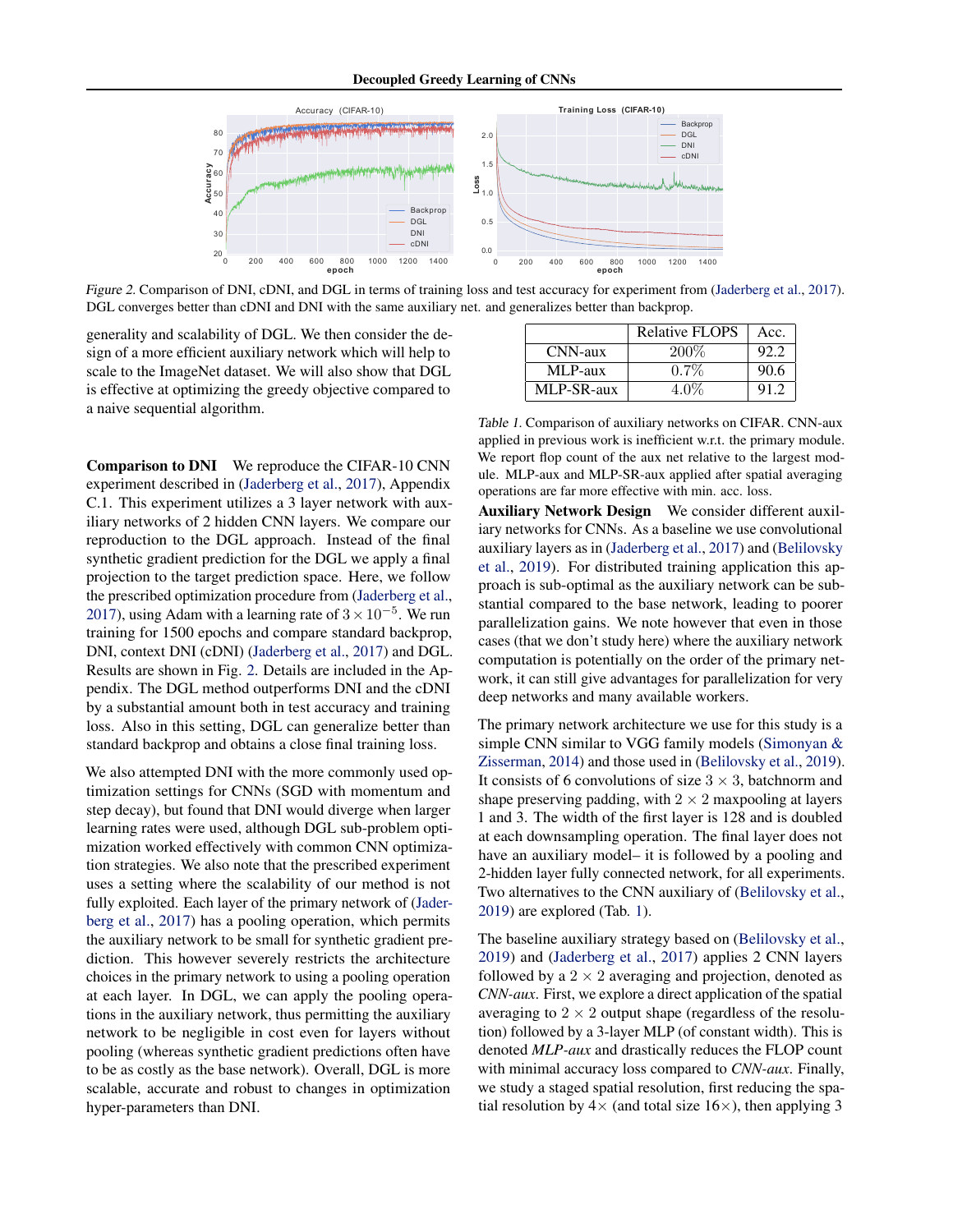*Figure 2.* Comparison of DNI, cDNI, and DGL in terms of training loss and test accuracy for experiment from (Jaderberg et al., 2017). DGL converges better than cDNI and DNI with the same auxiliary net. and generalizes better than backprop.

generality and scalability of DGL. We then consider the design of a more efficient auxiliary network which will help to scale to the ImageNet dataset. We will also show that DGL is effective at optimizing the greedy objective compared to a naive sequential algorithm.

**Comparison to DNI** We reproduce the CIFAR-10 CNN experiment described in (Jaderberg et al., 2017), Appendix C.1. This experiment utilizes a 3 layer network with auxiliary networks of 2 hidden CNN layers. We compare our reproduction to the DGL approach. Instead of the final synthetic gradient prediction for the DGL we apply a final projection to the target prediction space. Here, we follow the prescribed optimization procedure from (Jaderberg et al., 2017), using Adam with a learning rate of $3 \times 10^{-5}$. We run training for 1500 epochs and compare standard backprop, DNI, context DNI (cDNI) (Jaderberg et al., 2017) and DGL. Results are shown in Fig. 2. Details are included in the Appendix. The DGL method outperforms DNI and the cDNI by a substantial amount both in test accuracy and training loss. Also in this setting, DGL can generalize better than standard backprop and obtains a close final training loss.

We also attempted DNI with the more commonly used optimization settings for CNNs (SGD with momentum and step decay), but found that DNI would diverge when larger learning rates were used, although DGL sub-problem optimization worked effectively with common CNN optimization strategies. We also note that the prescribed experiment uses a setting where the scalability of our method is not fully exploited. Each layer of the primary network of (Jaderberg et al., 2017) has a pooling operation, which permits the auxiliary network to be small for synthetic gradient prediction. This however severely restricts the architecture choices in the primary network to using a pooling operation at each layer. In DGL, we can apply the pooling operations in the auxiliary network, thus permitting the auxiliary network to be negligible in cost even for layers without pooling (whereas synthetic gradient predictions often have to be as costly as the base network). Overall, DGL is more scalable, accurate and robust to changes in optimization hyper-parameters than DNI.

| | Relative FLOPS | Acc. |
|---|---|---|
| CNN-aux | 200% | 92.2 |
| MLP-aux | 0.7% | 90.6 |
| MLP-SR-aux | 4.0% | 91.2 |

*Table 1.* Comparison of auxiliary networks on CIFAR. CNN-aux applied in previous work is inefficient w.r.t. the primary module. We report flop count of the aux net relative to the largest module. MLP-aux and MLP-SR-aux applied after spatial averaging operations are far more effective with min. acc. loss.

**Auxiliary Network Design** We consider different auxiliary networks for CNNs. As a baseline we use convolutional auxiliary layers as in (Jaderberg et al., 2017) and (Belilovsky et al., 2019). For distributed training application this approach is sub-optimal as the auxiliary network can be substantial compared to the base network, leading to poorer parallelization gains. We note however that even in those cases (that we don't study here) where the auxiliary network computation is potentially on the order of the primary network, it can still give advantages for parallelization for very deep networks and many available workers.

The primary network architecture we use for this study is a simple CNN similar to VGG family models (Simonyan & Zisserman, 2014) and those used in (Belilovsky et al., 2019). It consists of 6 convolutions of size $3 \times 3$, batchnorm and shape preserving padding, with $2 \times 2$ maxpooling at layers 1 and 3. The width of the first layer is 128 and is doubled at each downsampling operation. The final layer does not have an auxiliary model– it is followed by a pooling and 2-hidden layer fully connected network, for all experiments. Two alternatives to the CNN auxiliary of (Belilovsky et al., 2019) are explored (Tab. 1).

The baseline auxiliary strategy based on (Belilovsky et al., 2019) and (Jaderberg et al., 2017) applies 2 CNN layers followed by a $2 \times 2$ averaging and projection, denoted as *CNN-aux*. First, we explore a direct application of the spatial averaging to $2 \times 2$ output shape (regardless of the resolution) followed by a 3-layer MLP (of constant width). This is denoted *MLP-aux* and drastically reduces the FLOP count with minimal accuracy loss compared to *CNN-aux*. Finally, we study a staged spatial resolution, first reducing the spatial resolution by $4\times$ (and total size $16\times$), then applying 3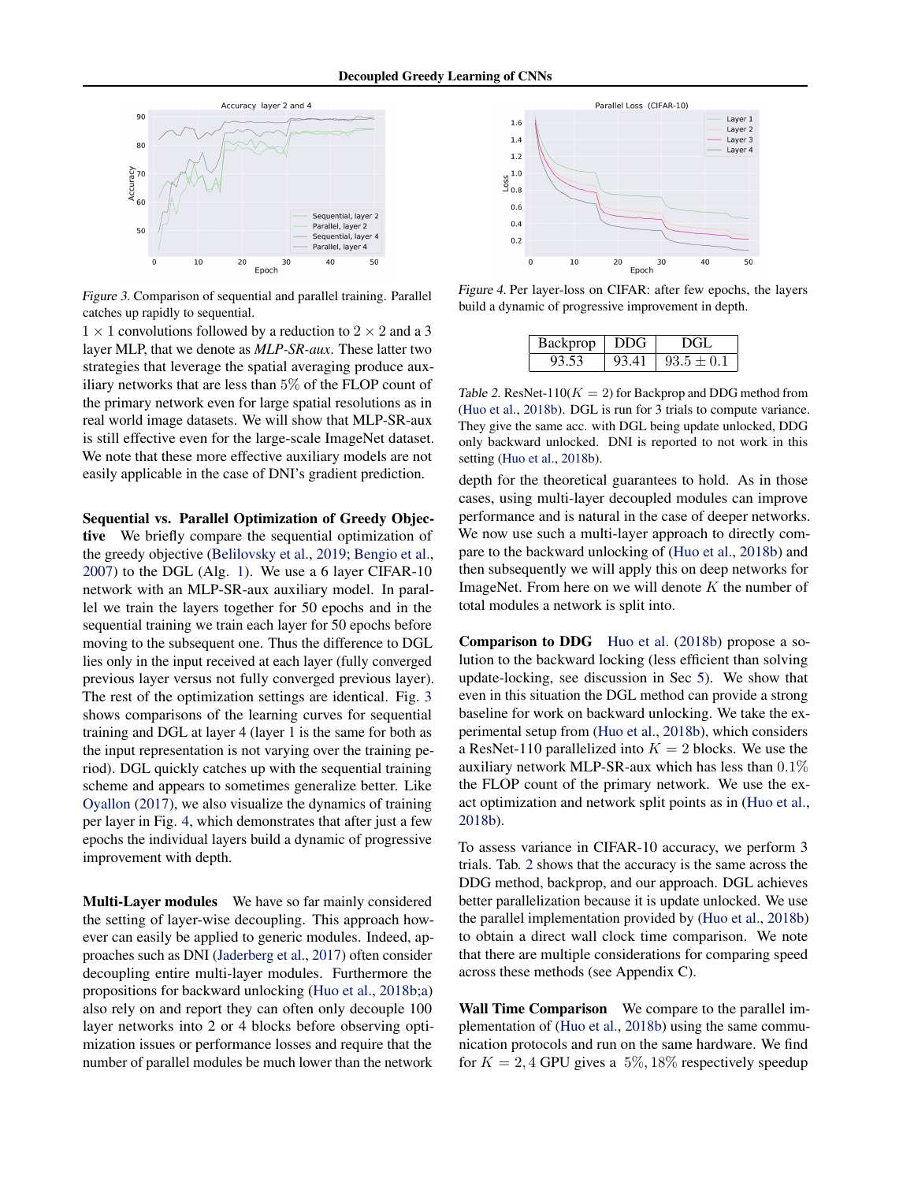Figure 3. Comparison of sequential and parallel training. Parallel catches up rapidly to sequential.

Figure 4. Per layer-loss on CIFAR: after few epochs, the layers build a dynamic of progressive improvement in depth.

$1 \times 1$ convolutions followed by a reduction to $2 \times 2$ and a 3 layer MLP, that we denote as *MLP-SR-aux*. These latter two strategies that leverage the spatial averaging produce auxiliary networks that are less than 5% of the FLOP count of the primary network even for large spatial resolutions as in real world image datasets. We will show that MLP-SR-aux is still effective even for the large-scale ImageNet dataset. We note that these more effective auxiliary models are not easily applicable in the case of DNI's gradient prediction.

**Sequential vs. Parallel Optimization of Greedy Objective** We briefly compare the sequential optimization of the greedy objective (Belilovsky et al., 2019; Bengio et al., 2007) to the DGL (Alg. 1). We use a 6 layer CIFAR-10 network with an MLP-SR-aux auxiliary model. In parallel we train the layers together for 50 epochs and in the sequential training we train each layer for 50 epochs before moving to the subsequent one. Thus the difference to DGL lies only in the input received at each layer (fully converged previous layer versus not fully converged previous layer). The rest of the optimization settings are identical. Fig. 3 shows comparisons of the learning curves for sequential training and DGL at layer 4 (layer 1 is the same for both as the input representation is not varying over the training period). DGL quickly catches up with the sequential training scheme and appears to sometimes generalize better. Like Oyallon (2017), we also visualize the dynamics of training per layer in Fig. 4, which demonstrates that after just a few epochs the individual layers build a dynamic of progressive improvement with depth.

**Multi-Layer modules** We have so far mainly considered the setting of layer-wise decoupling. This approach however can easily be applied to generic modules. Indeed, approaches such as DNI (Jaderberg et al., 2017) often consider decoupling entire multi-layer modules. Furthermore the propositions for backward unlocking (Huo et al., 2018b;a) also rely on and report they can often only decouple 100 layer networks into 2 or 4 blocks before observing optimization issues or performance losses and require that the number of parallel modules be much lower than the network depth for the theoretical guarantees to hold. As in those cases, using multi-layer decoupled modules can improve performance and is natural in the case of deeper networks. We now use such a multi-layer approach to directly compare to the backward unlocking of (Huo et al., 2018b) and then subsequently we will apply this on deep networks for ImageNet. From here on we will denote $K$ the number of total modules a network is split into.

| Backprop | DDG | DGL |
|---|---|---|
| 93.53 | 93.41 | $93.5 \pm 0.1$ |

Table 2. ResNet-110($K = 2$) for Backprop and DDG method from (Huo et al., 2018b). DGL is run for 3 trials to compute variance. They give the same acc. with DGL being update unlocked, DDG only backward unlocked. DNI is reported to not work in this setting (Huo et al., 2018b).

**Comparison to DDG** Huo et al. (2018b) propose a solution to the backward locking (less efficient than solving update-locking, see discussion in Sec 5). We show that even in this situation the DGL method can provide a strong baseline for work on backward unlocking. We take the experimental setup from (Huo et al., 2018b), which considers a ResNet-110 parallelized into $K = 2$ blocks. We use the auxiliary network MLP-SR-aux which has less than 0.1% the FLOP count of the primary network. We use the exact optimization and network split points as in (Huo et al., 2018b).

To assess variance in CIFAR-10 accuracy, we perform 3 trials. Tab. 2 shows that the accuracy is the same across the DDG method, backprop, and our approach. DGL achieves better parallelization because it is update unlocked. We use the parallel implementation provided by (Huo et al., 2018b) to obtain a direct wall clock time comparison. We note that there are multiple considerations for comparing speed across these methods (see Appendix C).

**Wall Time Comparison** We compare to the parallel implementation of (Huo et al., 2018b) using the same communication protocols and run on the same hardware. We find for $K = 2, 4$ GPU gives a 5%, 18% respectively speedup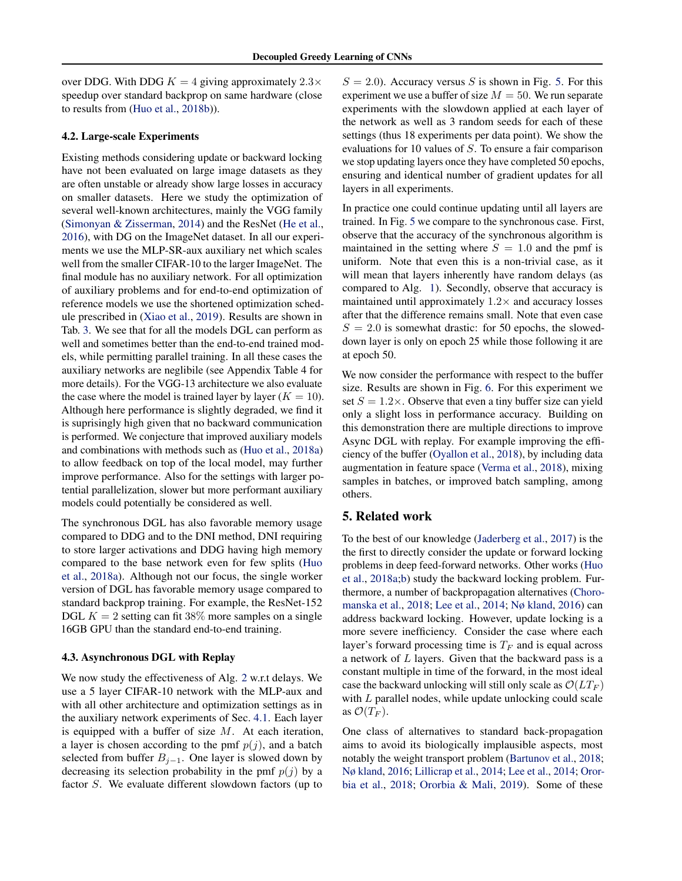over DDG. With DDG $K = 4$ giving approximately $2.3\times$ speedup over standard backprop on same hardware (close to results from (Huo et al., 2018b)).

### 4.2. Large-scale Experiments

Existing methods considering update or backward locking have not been evaluated on large image datasets as they are often unstable or already show large losses in accuracy on smaller datasets. Here we study the optimization of several well-known architectures, mainly the VGG family (Simonyan & Zisserman, 2014) and the ResNet (He et al., 2016), with DG on the ImageNet dataset. In all our experiments we use the MLP-SR-aux auxiliary net which scales well from the smaller CIFAR-10 to the larger ImageNet. The final module has no auxiliary network. For all optimization of auxiliary problems and for end-to-end optimization of reference models we use the shortened optimization schedule prescribed in (Xiao et al., 2019). Results are shown in Tab. 3. We see that for all the models DGL can perform as well and sometimes better than the end-to-end trained models, while permitting parallel training. In all these cases the auxiliary networks are neglibile (see Appendix Table 4 for more details). For the VGG-13 architecture we also evaluate the case where the model is trained layer by layer ($K = 10$). Although here performance is slightly degraded, we find it is suprisingly high given that no backward communication is performed. We conjecture that improved auxiliary models and combinations with methods such as (Huo et al., 2018a) to allow feedback on top of the local model, may further improve performance. Also for the settings with larger potential parallelization, slower but more performant auxiliary models could potentially be considered as well.

The synchronous DGL has also favorable memory usage compared to DDG and to the DNI method, DNI requiring to store larger activations and DDG having high memory compared to the base network even for few splits (Huo et al., 2018a). Although not our focus, the single worker version of DGL has favorable memory usage compared to standard backprop training. For example, the ResNet-152 DGL $K = 2$ setting can fit 38% more samples on a single 16GB GPU than the standard end-to-end training.

### 4.3. Asynchronous DGL with Replay

We now study the effectiveness of Alg. 2 w.r.t delays. We use a 5 layer CIFAR-10 network with the MLP-aux and with all other architecture and optimization settings as in the auxiliary network experiments of Sec. 4.1. Each layer is equipped with a buffer of size $M$. At each iteration, a layer is chosen according to the pmf $p(j)$, and a batch selected from buffer $B_{j-1}$. One layer is slowed down by decreasing its selection probability in the pmf $p(j)$ by a factor $S$. We evaluate different slowdown factors (up to $S = 2.0$). Accuracy versus $S$ is shown in Fig. 5. For this experiment we use a buffer of size $M = 50$. We run separate experiments with the slowdown applied at each layer of the network as well as 3 random seeds for each of these settings (thus 18 experiments per data point). We show the evaluations for 10 values of $S$. To ensure a fair comparison we stop updating layers once they have completed 50 epochs, ensuring and identical number of gradient updates for all layers in all experiments.

In practice one could continue updating until all layers are trained. In Fig. 5 we compare to the synchronous case. First, observe that the accuracy of the synchronous algorithm is maintained in the setting where $S = 1.0$ and the pmf is uniform. Note that even this is a non-trivial case, as it will mean that layers inherently have random delays (as compared to Alg. 1). Secondly, observe that accuracy is maintained until approximately $1.2\times$ and accuracy losses after that the difference remains small. Note that even case $S = 2.0$ is somewhat drastic: for 50 epochs, the slowed-down layer is only on epoch 25 while those following it are at epoch 50.

We now consider the performance with respect to the buffer size. Results are shown in Fig. 6. For this experiment we set $S = 1.2\times$. Observe that even a tiny buffer size can yield only a slight loss in performance accuracy. Building on this demonstration there are multiple directions to improve Async DGL with replay. For example improving the efficiency of the buffer (Oyallon et al., 2018), by including data augmentation in feature space (Verma et al., 2018), mixing samples in batches, or improved batch sampling, among others.

## 5. Related work

To the best of our knowledge (Jaderberg et al., 2017) is the the first to directly consider the update or forward locking problems in deep feed-forward networks. Other works (Huo et al., 2018a;b) study the backward locking problem. Furthermore, a number of backpropagation alternatives (Choromanska et al., 2018; Lee et al., 2014; Nø kland, 2016) can address backward locking. However, update locking is a more severe inefficiency. Consider the case where each layer's forward processing time is $T_F$ and is equal across a network of $L$ layers. Given that the backward pass is a constant multiple in time of the forward, in the most ideal case the backward unlocking will still only scale as $\mathcal{O}(LT_F)$ with $L$ parallel nodes, while update unlocking could scale as $\mathcal{O}(T_F)$.

One class of alternatives to standard back-propagation aims to avoid its biologically implausible aspects, most notably the weight transport problem (Bartunov et al., 2018; Nø kland, 2016; Lillicrap et al., 2014; Lee et al., 2014; Ororbia et al., 2018; Ororbia & Mali, 2019). Some of these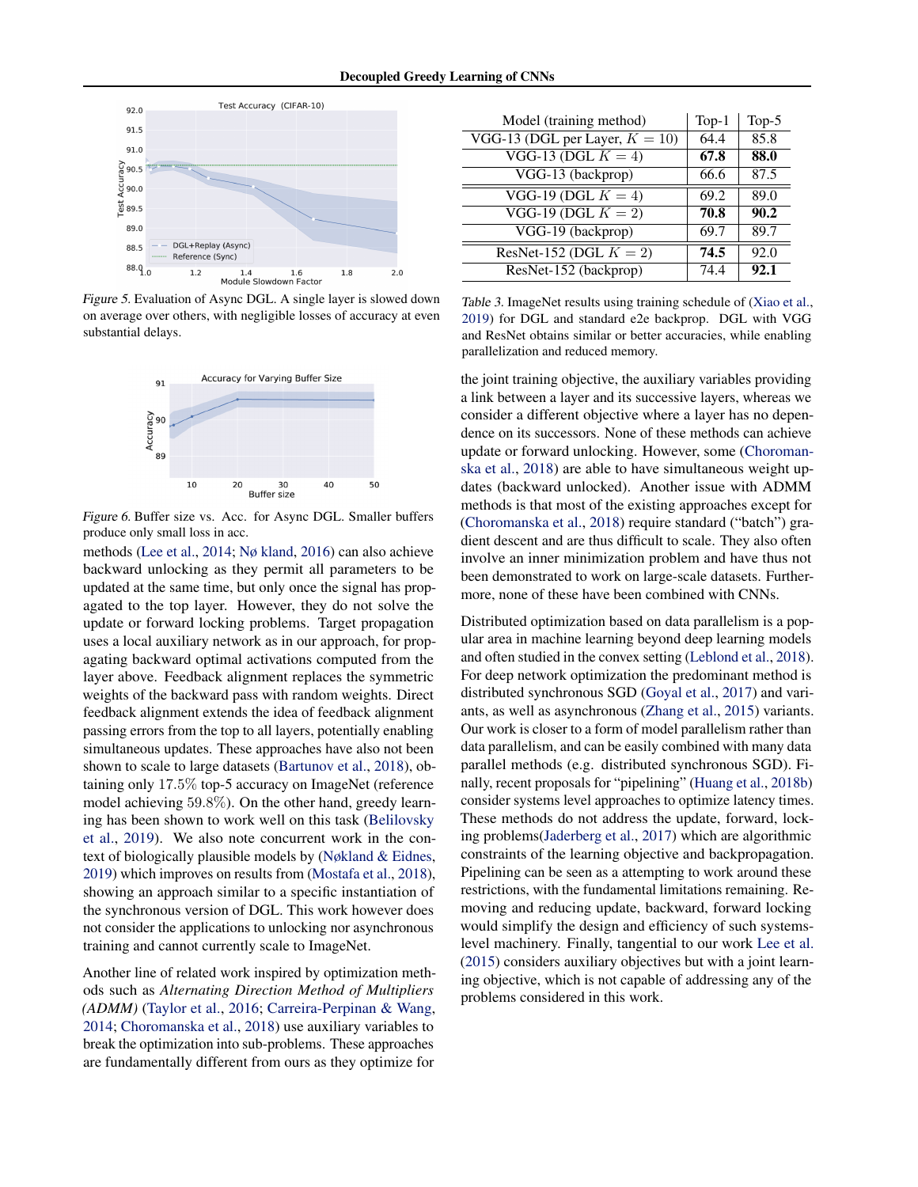*Figure 5.* Evaluation of Async DGL. A single layer is slowed down on average over others, with negligible losses of accuracy at even substantial delays.

*Figure 6.* Buffer size vs. Acc. for Async DGL. Smaller buffers produce only small loss in acc.

methods (Lee et al., 2014; Nø kland, 2016) can also achieve backward unlocking as they permit all parameters to be updated at the same time, but only once the signal has propagated to the top layer. However, they do not solve the update or forward locking problems. Target propagation uses a local auxiliary network as in our approach, for propagating backward optimal activations computed from the layer above. Feedback alignment replaces the symmetric weights of the backward pass with random weights. Direct feedback alignment extends the idea of feedback alignment passing errors from the top to all layers, potentially enabling simultaneous updates. These approaches have also not been shown to scale to large datasets (Bartunov et al., 2018), obtaining only $17.5\%$ top-5 accuracy on ImageNet (reference model achieving $59.8\%$). On the other hand, greedy learning has been shown to work well on this task (Belilovsky et al., 2019). We also note concurrent work in the context of biologically plausible models by (Nøkland & Eidnes, 2019) which improves on results from (Mostafa et al., 2018), showing an approach similar to a specific instantiation of the synchronous version of DGL. This work however does not consider the applications to unlocking nor asynchronous training and cannot currently scale to ImageNet.

Another line of related work inspired by optimization methods such as *Alternating Direction Method of Multipliers (ADMM)* (Taylor et al., 2016; Carreira-Perpinan & Wang, 2014; Choromanska et al., 2018) use auxiliary variables to break the optimization into sub-problems. These approaches are fundamentally different from ours as they optimize for

| Model (training method) | Top-1 | Top-5 |
|---|---|---|
| VGG-13 (DGL per Layer, $K = 10$) | 64.4 | 85.8 |
| VGG-13 (DGL $K = 4$) | **67.8** | **88.0** |
| VGG-13 (backprop) | 66.6 | 87.5 |
| VGG-19 (DGL $K = 4$) | 69.2 | 89.0 |
| VGG-19 (DGL $K = 2$) | **70.8** | **90.2** |
| VGG-19 (backprop) | 69.7 | 89.7 |
| ResNet-152 (DGL $K = 2$) | **74.5** | 92.0 |
| ResNet-152 (backprop) | 74.4 | **92.1** |

*Table 3.* ImageNet results using training schedule of (Xiao et al., 2019) for DGL and standard e2e backprop. DGL with VGG and ResNet obtains similar or better accuracies, while enabling parallelization and reduced memory.

the joint training objective, the auxiliary variables providing a link between a layer and its successive layers, whereas we consider a different objective where a layer has no dependence on its successors. None of these methods can achieve update or forward unlocking. However, some (Choromanska et al., 2018) are able to have simultaneous weight updates (backward unlocked). Another issue with ADMM methods is that most of the existing approaches except for (Choromanska et al., 2018) require standard ("batch") gradient descent and are thus difficult to scale. They also often involve an inner minimization problem and have thus not been demonstrated to work on large-scale datasets. Furthermore, none of these have been combined with CNNs.

Distributed optimization based on data parallelism is a popular area in machine learning beyond deep learning models and often studied in the convex setting (Leblond et al., 2018). For deep network optimization the predominant method is distributed synchronous SGD (Goyal et al., 2017) and variants, as well as asynchronous (Zhang et al., 2015) variants. Our work is closer to a form of model parallelism rather than data parallelism, and can be easily combined with many data parallel methods (e.g. distributed synchronous SGD). Finally, recent proposals for "pipelining" (Huang et al., 2018b) consider systems level approaches to optimize latency times. These methods do not address the update, forward, locking problems(Jaderberg et al., 2017) which are algorithmic constraints of the learning objective and backpropagation. Pipelining can be seen as a attempting to work around these restrictions, with the fundamental limitations remaining. Removing and reducing update, backward, forward locking would simplify the design and efficiency of such systems-level machinery. Finally, tangential to our work Lee et al. (2015) considers auxiliary objectives but with a joint learning objective, which is not capable of addressing any of the problems considered in this work.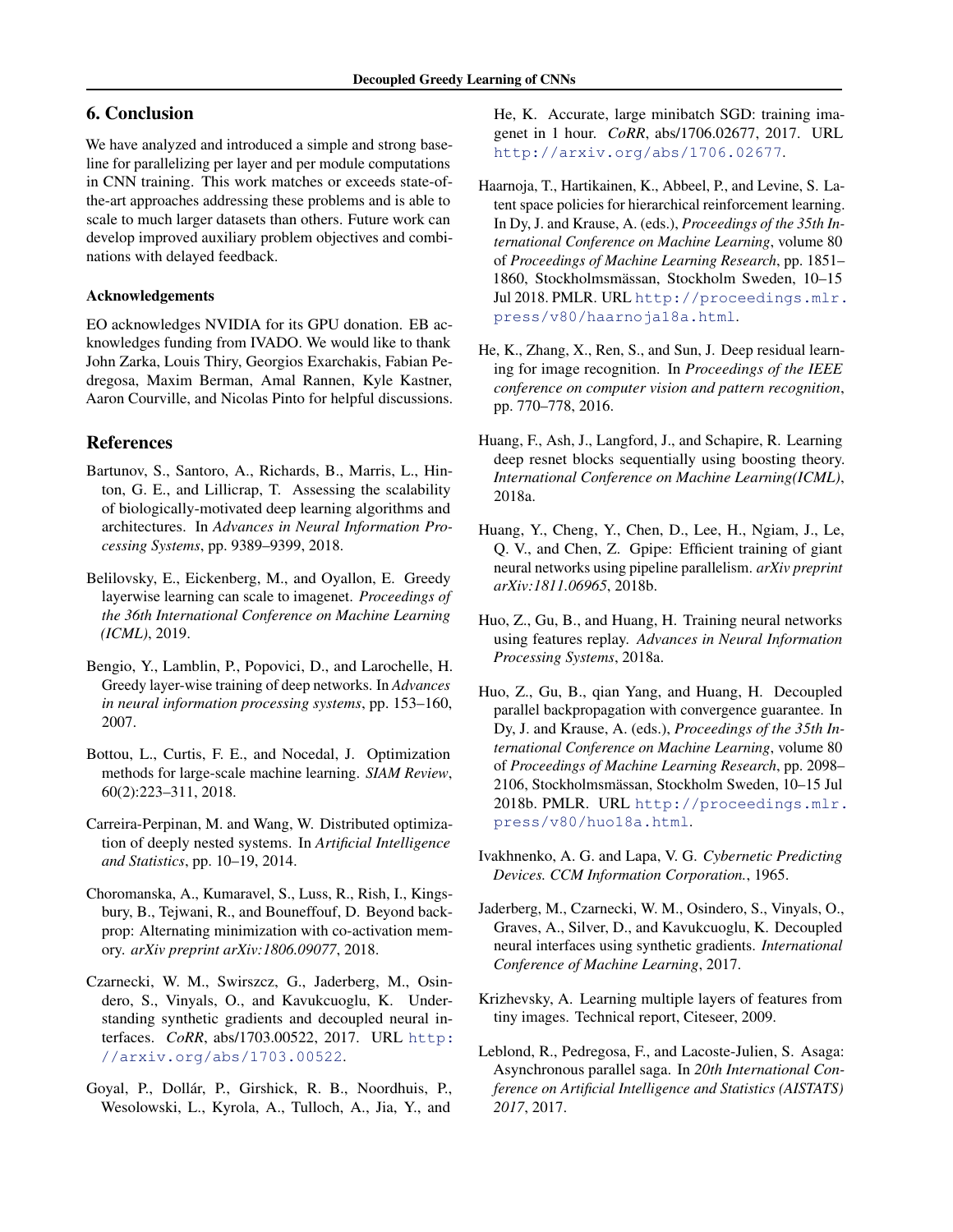## 6. Conclusion

We have analyzed and introduced a simple and strong baseline for parallelizing per layer and per module computations in CNN training. This work matches or exceeds state-of-the-art approaches addressing these problems and is able to scale to much larger datasets than others. Future work can develop improved auxiliary problem objectives and combinations with delayed feedback.

### Acknowledgements

EO acknowledges NVIDIA for its GPU donation. EB acknowledges funding from IVADO. We would like to thank John Zarka, Louis Thiry, Georgios Exarchakis, Fabian Pedregosa, Maxim Berman, Amal Rannen, Kyle Kastner, Aaron Courville, and Nicolas Pinto for helpful discussions.

## References

Bartunov, S., Santoro, A., Richards, B., Marris, L., Hinton, G. E., and Lillicrap, T. Assessing the scalability of biologically-motivated deep learning algorithms and architectures. In *Advances in Neural Information Processing Systems*, pp. 9389–9399, 2018.

Belilovsky, E., Eickenberg, M., and Oyallon, E. Greedy layerwise learning can scale to imagenet. *Proceedings of the 36th International Conference on Machine Learning (ICML)*, 2019.

Bengio, Y., Lamblin, P., Popovici, D., and Larochelle, H. Greedy layer-wise training of deep networks. In *Advances in neural information processing systems*, pp. 153–160, 2007.

Bottou, L., Curtis, F. E., and Nocedal, J. Optimization methods for large-scale machine learning. *SIAM Review*, 60(2):223–311, 2018.

Carreira-Perpinan, M. and Wang, W. Distributed optimization of deeply nested systems. In *Artificial Intelligence and Statistics*, pp. 10–19, 2014.

Choromanska, A., Kumaravel, S., Luss, R., Rish, I., Kingsbury, B., Tejwani, R., and Bouneffouf, D. Beyond backprop: Alternating minimization with co-activation memory. *arXiv preprint arXiv:1806.09077*, 2018.

Czarnecki, W. M., Swirszcz, G., Jaderberg, M., Osindero, S., Vinyals, O., and Kavukcuoglu, K. Understanding synthetic gradients and decoupled neural interfaces. *CoRR*, abs/1703.00522, 2017. URL http://arxiv.org/abs/1703.00522.

Goyal, P., Dollár, P., Girshick, R. B., Noordhuis, P., Wesolowski, L., Kyrola, A., Tulloch, A., Jia, Y., and He, K. Accurate, large minibatch SGD: training imagenet in 1 hour. *CoRR*, abs/1706.02677, 2017. URL http://arxiv.org/abs/1706.02677.

Haarnoja, T., Hartikainen, K., Abbeel, P., and Levine, S. Latent space policies for hierarchical reinforcement learning. In Dy, J. and Krause, A. (eds.), *Proceedings of the 35th International Conference on Machine Learning*, volume 80 of *Proceedings of Machine Learning Research*, pp. 1851–1860, Stockholmsmässan, Stockholm Sweden, 10–15 Jul 2018. PMLR. URL http://proceedings.mlr.press/v80/haarnoja18a.html.

He, K., Zhang, X., Ren, S., and Sun, J. Deep residual learning for image recognition. In *Proceedings of the IEEE conference on computer vision and pattern recognition*, pp. 770–778, 2016.

Huang, F., Ash, J., Langford, J., and Schapire, R. Learning deep resnet blocks sequentially using boosting theory. *International Conference on Machine Learning(ICML)*, 2018a.

Huang, Y., Cheng, Y., Chen, D., Lee, H., Ngiam, J., Le, Q. V., and Chen, Z. Gpipe: Efficient training of giant neural networks using pipeline parallelism. *arXiv preprint arXiv:1811.06965*, 2018b.

Huo, Z., Gu, B., and Huang, H. Training neural networks using features replay. *Advances in Neural Information Processing Systems*, 2018a.

Huo, Z., Gu, B., qian Yang, and Huang, H. Decoupled parallel backpropagation with convergence guarantee. In Dy, J. and Krause, A. (eds.), *Proceedings of the 35th International Conference on Machine Learning*, volume 80 of *Proceedings of Machine Learning Research*, pp. 2098–2106, Stockholmsmässan, Stockholm Sweden, 10–15 Jul 2018b. PMLR. URL http://proceedings.mlr.press/v80/huo18a.html.

Ivakhnenko, A. G. and Lapa, V. G. *Cybernetic Predicting Devices. CCM Information Corporation.*, 1965.

Jaderberg, M., Czarnecki, W. M., Osindero, S., Vinyals, O., Graves, A., Silver, D., and Kavukcuoglu, K. Decoupled neural interfaces using synthetic gradients. *International Conference of Machine Learning*, 2017.

Krizhevsky, A. Learning multiple layers of features from tiny images. Technical report, Citeseer, 2009.

Leblond, R., Pedregosa, F., and Lacoste-Julien, S. Asaga: Asynchronous parallel saga. In *20th International Conference on Artificial Intelligence and Statistics (AISTATS) 2017*, 2017.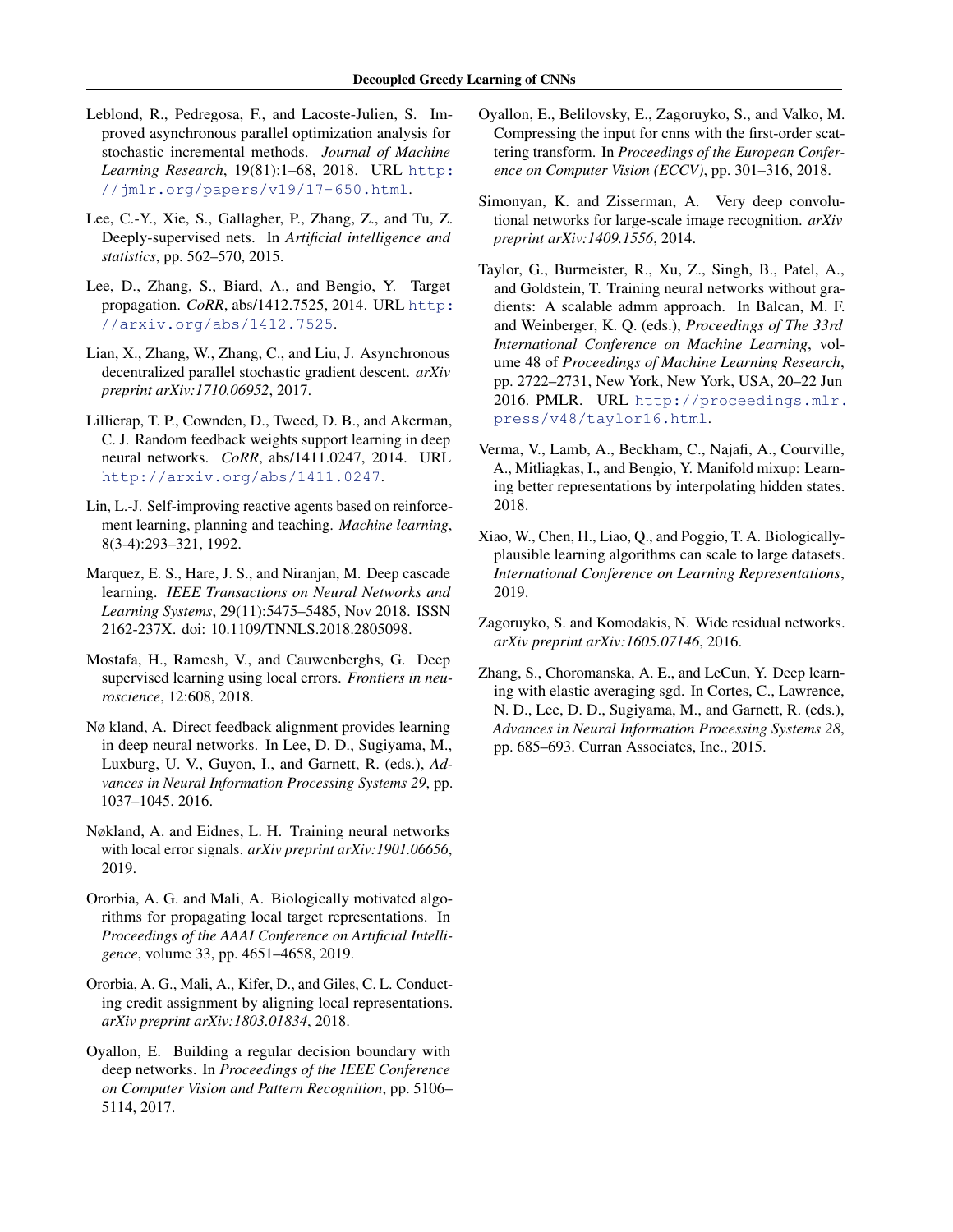Leblond, R., Pedregosa, F., and Lacoste-Julien, S. Improved asynchronous parallel optimization analysis for stochastic incremental methods. *Journal of Machine Learning Research*, 19(81):1–68, 2018. URL http://jmlr.org/papers/v19/17-650.html.

Lee, C.-Y., Xie, S., Gallagher, P., Zhang, Z., and Tu, Z. Deeply-supervised nets. In *Artificial intelligence and statistics*, pp. 562–570, 2015.

Lee, D., Zhang, S., Biard, A., and Bengio, Y. Target propagation. *CoRR*, abs/1412.7525, 2014. URL http://arxiv.org/abs/1412.7525.

Lian, X., Zhang, W., Zhang, C., and Liu, J. Asynchronous decentralized parallel stochastic gradient descent. *arXiv preprint arXiv:1710.06952*, 2017.

Lillicrap, T. P., Cownden, D., Tweed, D. B., and Akerman, C. J. Random feedback weights support learning in deep neural networks. *CoRR*, abs/1411.0247, 2014. URL http://arxiv.org/abs/1411.0247.

Lin, L.-J. Self-improving reactive agents based on reinforcement learning, planning and teaching. *Machine learning*, 8(3-4):293–321, 1992.

Marquez, E. S., Hare, J. S., and Niranjan, M. Deep cascade learning. *IEEE Transactions on Neural Networks and Learning Systems*, 29(11):5475–5485, Nov 2018. ISSN 2162-237X. doi: 10.1109/TNNLS.2018.2805098.

Mostafa, H., Ramesh, V., and Cauwenberghs, G. Deep supervised learning using local errors. *Frontiers in neuroscience*, 12:608, 2018.

Nø kland, A. Direct feedback alignment provides learning in deep neural networks. In Lee, D. D., Sugiyama, M., Luxburg, U. V., Guyon, I., and Garnett, R. (eds.), *Advances in Neural Information Processing Systems 29*, pp. 1037–1045. 2016.

Nøkland, A. and Eidnes, L. H. Training neural networks with local error signals. *arXiv preprint arXiv:1901.06656*, 2019.

Ororbia, A. G. and Mali, A. Biologically motivated algorithms for propagating local target representations. In *Proceedings of the AAAI Conference on Artificial Intelligence*, volume 33, pp. 4651–4658, 2019.

Ororbia, A. G., Mali, A., Kifer, D., and Giles, C. L. Conducting credit assignment by aligning local representations. *arXiv preprint arXiv:1803.01834*, 2018.

Oyallon, E. Building a regular decision boundary with deep networks. In *Proceedings of the IEEE Conference on Computer Vision and Pattern Recognition*, pp. 5106–5114, 2017.

Oyallon, E., Belilovsky, E., Zagoruyko, S., and Valko, M. Compressing the input for cnns with the first-order scattering transform. In *Proceedings of the European Conference on Computer Vision (ECCV)*, pp. 301–316, 2018.

Simonyan, K. and Zisserman, A. Very deep convolutional networks for large-scale image recognition. *arXiv preprint arXiv:1409.1556*, 2014.

Taylor, G., Burmeister, R., Xu, Z., Singh, B., Patel, A., and Goldstein, T. Training neural networks without gradients: A scalable admm approach. In Balcan, M. F. and Weinberger, K. Q. (eds.), *Proceedings of The 33rd International Conference on Machine Learning*, volume 48 of *Proceedings of Machine Learning Research*, pp. 2722–2731, New York, New York, USA, 20–22 Jun 2016. PMLR. URL http://proceedings.mlr.press/v48/taylor16.html.

Verma, V., Lamb, A., Beckham, C., Najafi, A., Courville, A., Mitliagkas, I., and Bengio, Y. Manifold mixup: Learning better representations by interpolating hidden states. 2018.

Xiao, W., Chen, H., Liao, Q., and Poggio, T. A. Biologically-plausible learning algorithms can scale to large datasets. *International Conference on Learning Representations*, 2019.

Zagoruyko, S. and Komodakis, N. Wide residual networks. *arXiv preprint arXiv:1605.07146*, 2016.

Zhang, S., Choromanska, A. E., and LeCun, Y. Deep learning with elastic averaging sgd. In Cortes, C., Lawrence, N. D., Lee, D. D., Sugiyama, M., and Garnett, R. (eds.), *Advances in Neural Information Processing Systems 28*, pp. 685–693. Curran Associates, Inc., 2015.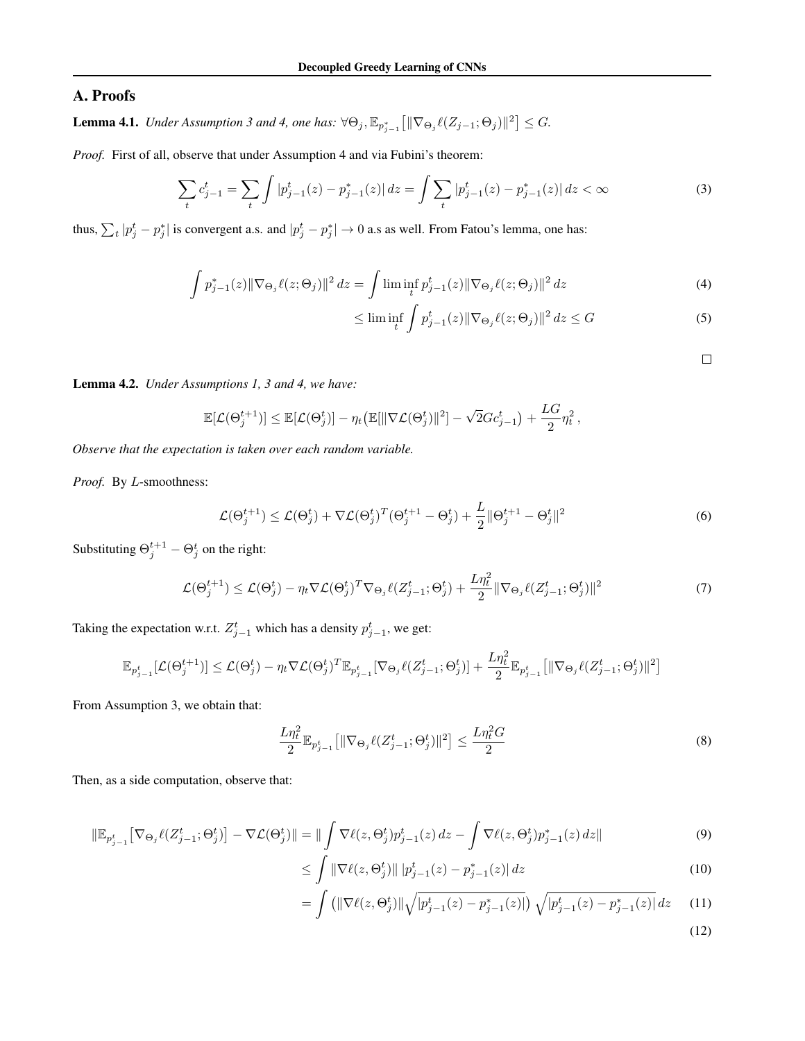## A. Proofs

**Lemma 4.1.** *Under Assumption 3 and 4, one has:* $\forall \Theta_j, \mathbb{E}_{p^*_{j-1}}\left[\|\nabla_{\Theta_j}\ell(Z_{j-1};\Theta_j)\|^2\right] \leq G$.

*Proof.* First of all, observe that under Assumption 4 and via Fubini's theorem:

$$\sum_t c^t_{j-1} = \sum_t \int |p^t_{j-1}(z) - p^*_{j-1}(z)|\, dz = \int \sum_t |p^t_{j-1}(z) - p^*_{j-1}(z)|\, dz < \infty \tag{3}$$

thus, $\sum_t |p^t_j - p^*_j|$ is convergent a.s. and $|p^t_j - p^*_j| \to 0$ a.s as well. From Fatou's lemma, one has:

$$\int p^*_{j-1}(z)\|\nabla_{\Theta_j}\ell(z;\Theta_j)\|^2\, dz = \int \liminf_t p^t_{j-1}(z)\|\nabla_{\Theta_j}\ell(z;\Theta_j)\|^2\, dz \tag{4}$$

$$\leq \liminf_t \int p^t_{j-1}(z)\|\nabla_{\Theta_j}\ell(z;\Theta_j)\|^2\, dz \leq G \tag{5}$$

□

**Lemma 4.2.** *Under Assumptions 1, 3 and 4, we have:*

$$\mathbb{E}[\mathcal{L}(\Theta^{t+1}_j)] \leq \mathbb{E}[\mathcal{L}(\Theta^t_j)] - \eta_t\big(\mathbb{E}[\|\nabla\mathcal{L}(\Theta^t_j)\|^2] - \sqrt{2}Gc^t_{j-1}\big) + \frac{LG}{2}\eta_t^2\,,$$

*Observe that the expectation is taken over each random variable.*

*Proof.* By $L$-smoothness:

$$\mathcal{L}(\Theta^{t+1}_j) \leq \mathcal{L}(\Theta^t_j) + \nabla\mathcal{L}(\Theta^t_j)^T(\Theta^{t+1}_j - \Theta^t_j) + \frac{L}{2}\|\Theta^{t+1}_j - \Theta^t_j\|^2 \tag{6}$$

Substituting $\Theta^{t+1}_j - \Theta^t_j$ on the right:

$$\mathcal{L}(\Theta^{t+1}_j) \leq \mathcal{L}(\Theta^t_j) - \eta_t\nabla\mathcal{L}(\Theta^t_j)^T\nabla_{\Theta_j}\ell(Z^t_{j-1};\Theta^t_j) + \frac{L\eta_t^2}{2}\|\nabla_{\Theta_j}\ell(Z^t_{j-1};\Theta^t_j)\|^2 \tag{7}$$

Taking the expectation w.r.t. $Z^t_{j-1}$ which has a density $p^t_{j-1}$, we get:

$$\mathbb{E}_{p^t_{j-1}}[\mathcal{L}(\Theta^{t+1}_j)] \leq \mathcal{L}(\Theta^t_j) - \eta_t\nabla\mathcal{L}(\Theta^t_j)^T\mathbb{E}_{p^t_{j-1}}[\nabla_{\Theta_j}\ell(Z^t_{j-1};\Theta^t_j)] + \frac{L\eta_t^2}{2}\mathbb{E}_{p^t_{j-1}}\left[\|\nabla_{\Theta_j}\ell(Z^t_{j-1};\Theta^t_j)\|^2\right]$$

From Assumption 3, we obtain that:

$$\frac{L\eta_t^2}{2}\mathbb{E}_{p^t_{j-1}}\left[\|\nabla_{\Theta_j}\ell(Z^t_{j-1};\Theta^t_j)\|^2\right] \leq \frac{L\eta_t^2 G}{2} \tag{8}$$

Then, as a side computation, observe that:

$$\|\mathbb{E}_{p^t_{j-1}}\left[\nabla_{\Theta_j}\ell(Z^t_{j-1};\Theta^t_j)\right] - \nabla\mathcal{L}(\Theta^t_j)\| = \|\int \nabla\ell(z,\Theta^t_j)p^t_{j-1}(z)\, dz - \int \nabla\ell(z,\Theta^t_j)p^*_{j-1}(z)\, dz\| \tag{9}$$

$$\leq \int \|\nabla\ell(z,\Theta^t_j)\|\, |p^t_{j-1}(z) - p^*_{j-1}(z)|\, dz \tag{10}$$

$$= \int \left(\|\nabla\ell(z,\Theta^t_j)\|\sqrt{|p^t_{j-1}(z) - p^*_{j-1}(z)|}\right)\sqrt{|p^t_{j-1}(z) - p^*_{j-1}(z)|}\, dz \tag{11}$$

$$\tag{12}$$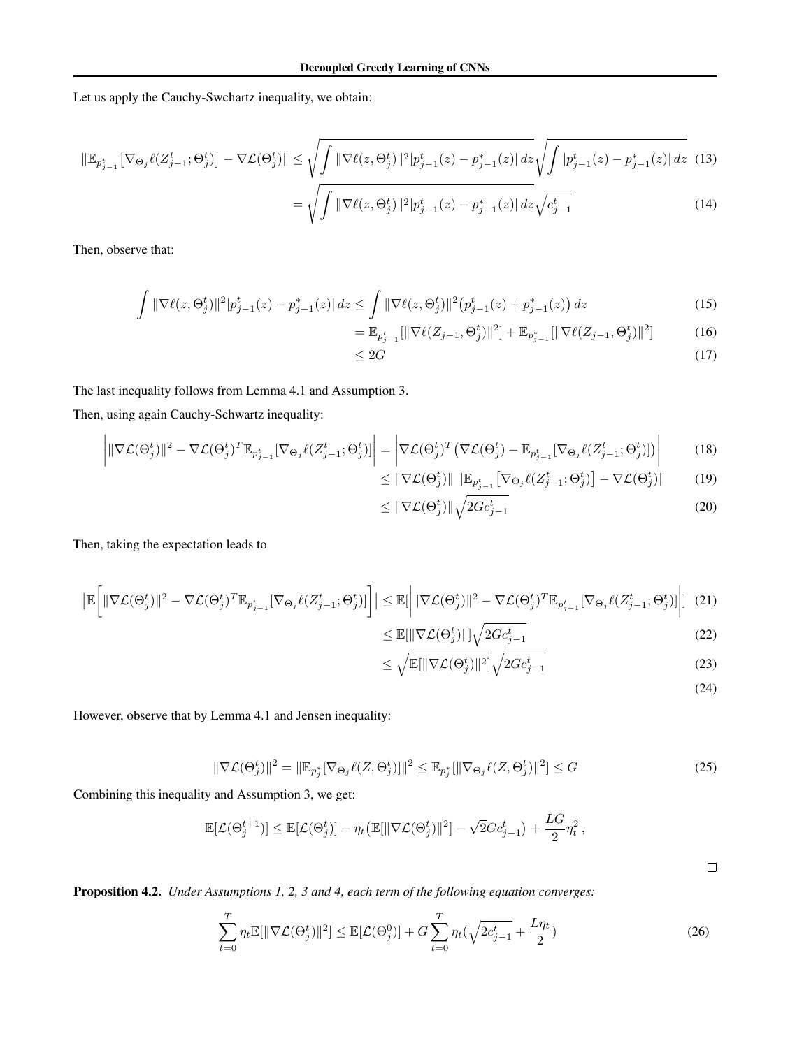Let us apply the Cauchy-Swchartz inequality, we obtain:

$$\|\mathbb{E}_{p^t_{j-1}}\big[\nabla_{\Theta_j}\ell(Z^t_{j-1};\Theta^t_j)\big] - \nabla\mathcal{L}(\Theta^t_j)\| \leq \sqrt{\int \|\nabla\ell(z,\Theta^t_j)\|^2 |p^t_{j-1}(z) - p^*_{j-1}(z)|\,dz}\sqrt{\int |p^t_{j-1}(z) - p^*_{j-1}(z)|\,dz} \quad (13)$$

$$= \sqrt{\int \|\nabla\ell(z,\Theta^t_j)\|^2 |p^t_{j-1}(z) - p^*_{j-1}(z)|\,dz}\sqrt{c^t_{j-1}} \quad (14)$$

Then, observe that:

$$\int \|\nabla\ell(z,\Theta^t_j)\|^2 |p^t_{j-1}(z) - p^*_{j-1}(z)|\,dz \leq \int \|\nabla\ell(z,\Theta^t_j)\|^2 \big(p^t_{j-1}(z) + p^*_{j-1}(z)\big)\,dz \quad (15)$$

$$= \mathbb{E}_{p^t_{j-1}}[\|\nabla\ell(Z_{j-1},\Theta^t_j)\|^2] + \mathbb{E}_{p^*_{j-1}}[\|\nabla\ell(Z_{j-1},\Theta^t_j)\|^2] \quad (16)$$

$$\leq 2G \quad (17)$$

The last inequality follows from Lemma 4.1 and Assumption 3.

Then, using again Cauchy-Schwartz inequality:

$$\left|\|\nabla\mathcal{L}(\Theta^t_j)\|^2 - \nabla\mathcal{L}(\Theta^t_j)^T\mathbb{E}_{p^t_{j-1}}[\nabla_{\Theta_j}\ell(Z^t_{j-1};\Theta^t_j)]\right| = \left|\nabla\mathcal{L}(\Theta^t_j)^T\big(\nabla\mathcal{L}(\Theta^t_j) - \mathbb{E}_{p^t_{j-1}}[\nabla_{\Theta_j}\ell(Z^t_{j-1};\Theta^t_j)]\big)\right| \quad (18)$$

$$\leq \|\nabla\mathcal{L}(\Theta^t_j)\|\,\|\mathbb{E}_{p^t_{j-1}}\big[\nabla_{\Theta_j}\ell(Z^t_{j-1};\Theta^t_j)\big] - \nabla\mathcal{L}(\Theta^t_j)\| \quad (19)$$

$$\leq \|\nabla\mathcal{L}(\Theta^t_j)\|\sqrt{2Gc^t_{j-1}} \quad (20)$$

Then, taking the expectation leads to

$$\left|\mathbb{E}\left[\|\nabla\mathcal{L}(\Theta^t_j)\|^2 - \nabla\mathcal{L}(\Theta^t_j)^T\mathbb{E}_{p^t_{j-1}}[\nabla_{\Theta_j}\ell(Z^t_{j-1};\Theta^t_j)]\right]\right| \leq \mathbb{E}\left[\left|\|\nabla\mathcal{L}(\Theta^t_j)\|^2 - \nabla\mathcal{L}(\Theta^t_j)^T\mathbb{E}_{p^t_{j-1}}[\nabla_{\Theta_j}\ell(Z^t_{j-1};\Theta^t_j)]\right|\right] \quad (21)$$

$$\leq \mathbb{E}[\|\nabla\mathcal{L}(\Theta^t_j)\|]\sqrt{2Gc^t_{j-1}} \quad (22)$$

$$\leq \sqrt{\mathbb{E}[\|\nabla\mathcal{L}(\Theta^t_j)\|^2]}\sqrt{2Gc^t_{j-1}} \quad (23)$$

$$(24)$$

However, observe that by Lemma 4.1 and Jensen inequality:

$$\|\nabla\mathcal{L}(\Theta^t_j)\|^2 = \|\mathbb{E}_{p^*_j}[\nabla_{\Theta_j}\ell(Z,\Theta^t_j)]\|^2 \leq \mathbb{E}_{p^*_j}[\|\nabla_{\Theta_j}\ell(Z,\Theta^t_j)\|^2] \leq G \quad (25)$$

Combining this inequality and Assumption 3, we get:

$$\mathbb{E}[\mathcal{L}(\Theta^{t+1}_j)] \leq \mathbb{E}[\mathcal{L}(\Theta^t_j)] - \eta_t\big(\mathbb{E}[\|\nabla\mathcal{L}(\Theta^t_j)\|^2] - \sqrt{2}Gc^t_{j-1}\big) + \frac{LG}{2}\eta_t^2\,,$$

□

**Proposition 4.2.** *Under Assumptions 1, 2, 3 and 4, each term of the following equation converges:*

$$\sum_{t=0}^{T}\eta_t\mathbb{E}[\|\nabla\mathcal{L}(\Theta^t_j)\|^2] \leq \mathbb{E}[\mathcal{L}(\Theta^0_j)] + G\sum_{t=0}^{T}\eta_t\big(\sqrt{2c^t_{j-1}} + \frac{L\eta_t}{2}\big) \quad (26)$$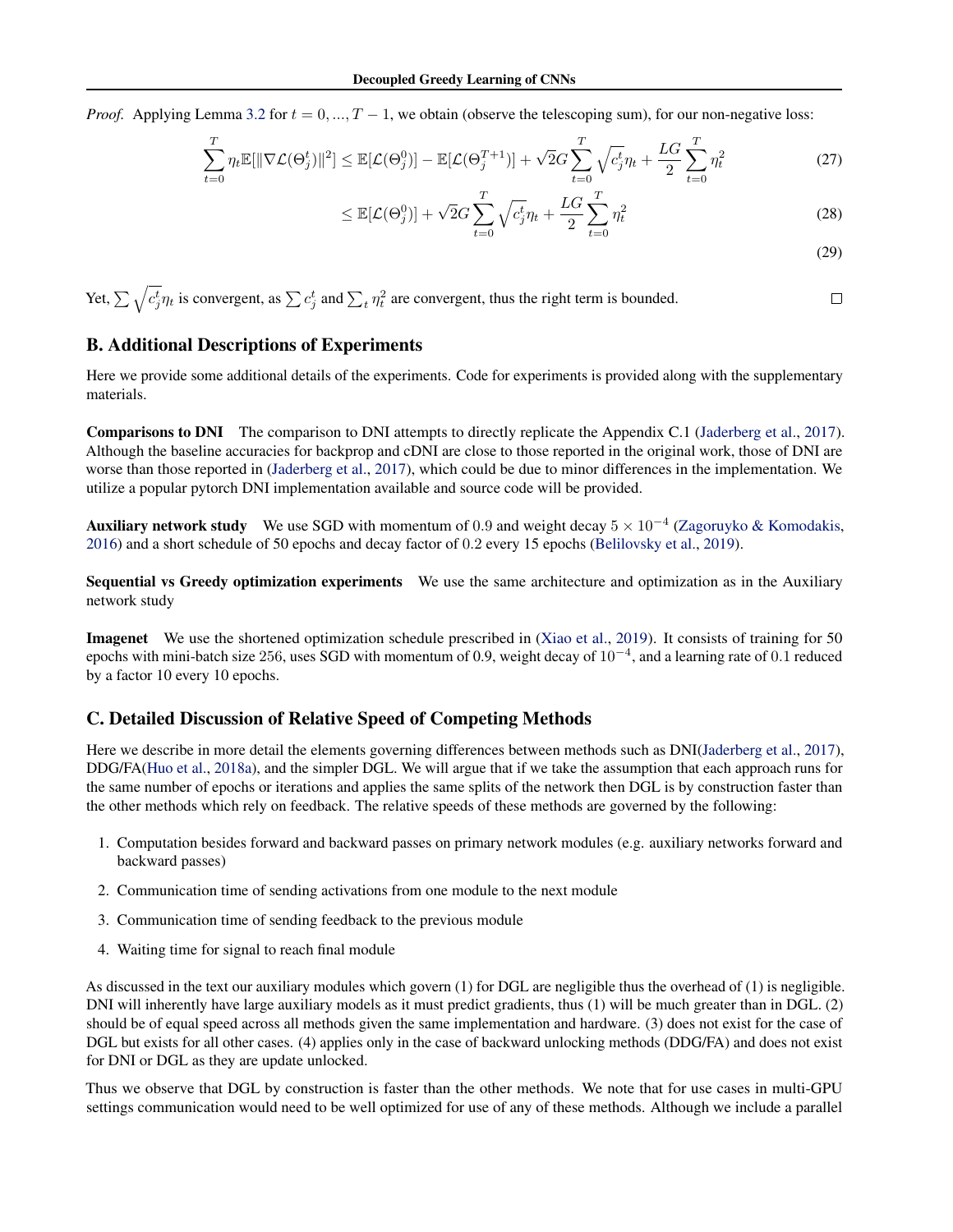*Proof.* Applying Lemma 3.2 for $t = 0, ..., T-1$, we obtain (observe the telescoping sum), for our non-negative loss:

$$\sum_{t=0}^{T} \eta_t \mathbb{E}[\|\nabla \mathcal{L}(\Theta_j^t)\|^2] \leq \mathbb{E}[\mathcal{L}(\Theta_j^0)] - \mathbb{E}[\mathcal{L}(\Theta_j^{T+1})] + \sqrt{2}G \sum_{t=0}^{T} \sqrt{c_j^t}\eta_t + \frac{LG}{2}\sum_{t=0}^{T} \eta_t^2 \tag{27}$$

$$\leq \mathbb{E}[\mathcal{L}(\Theta_j^0)] + \sqrt{2}G \sum_{t=0}^{T} \sqrt{c_j^t}\eta_t + \frac{LG}{2}\sum_{t=0}^{T} \eta_t^2 \tag{28}$$

$$\tag{29}$$

Yet, $\sum \sqrt{c_j^t}\eta_t$ is convergent, as $\sum c_j^t$ and $\sum_t \eta_t^2$ are convergent, thus the right term is bounded. □

## B. Additional Descriptions of Experiments

Here we provide some additional details of the experiments. Code for experiments is provided along with the supplementary materials.

**Comparisons to DNI** The comparison to DNI attempts to directly replicate the Appendix C.1 (Jaderberg et al., 2017). Although the baseline accuracies for backprop and cDNI are close to those reported in the original work, those of DNI are worse than those reported in (Jaderberg et al., 2017), which could be due to minor differences in the implementation. We utilize a popular pytorch DNI implementation available and source code will be provided.

**Auxiliary network study** We use SGD with momentum of 0.9 and weight decay $5 \times 10^{-4}$ (Zagoruyko & Komodakis, 2016) and a short schedule of 50 epochs and decay factor of 0.2 every 15 epochs (Belilovsky et al., 2019).

**Sequential vs Greedy optimization experiments** We use the same architecture and optimization as in the Auxiliary network study

**Imagenet** We use the shortened optimization schedule prescribed in (Xiao et al., 2019). It consists of training for 50 epochs with mini-batch size 256, uses SGD with momentum of 0.9, weight decay of $10^{-4}$, and a learning rate of 0.1 reduced by a factor 10 every 10 epochs.

## C. Detailed Discussion of Relative Speed of Competing Methods

Here we describe in more detail the elements governing differences between methods such as DNI(Jaderberg et al., 2017), DDG/FA(Huo et al., 2018a), and the simpler DGL. We will argue that if we take the assumption that each approach runs for the same number of epochs or iterations and applies the same splits of the network then DGL is by construction faster than the other methods which rely on feedback. The relative speeds of these methods are governed by the following:

1. Computation besides forward and backward passes on primary network modules (e.g. auxiliary networks forward and backward passes)
2. Communication time of sending activations from one module to the next module
3. Communication time of sending feedback to the previous module
4. Waiting time for signal to reach final module

As discussed in the text our auxiliary modules which govern (1) for DGL are negligible thus the overhead of (1) is negligible. DNI will inherently have large auxiliary models as it must predict gradients, thus (1) will be much greater than in DGL. (2) should be of equal speed across all methods given the same implementation and hardware. (3) does not exist for the case of DGL but exists for all other cases. (4) applies only in the case of backward unlocking methods (DDG/FA) and does not exist for DNI or DGL as they are update unlocked.

Thus we observe that DGL by construction is faster than the other methods. We note that for use cases in multi-GPU settings communication would need to be well optimized for use of any of these methods. Although we include a parallel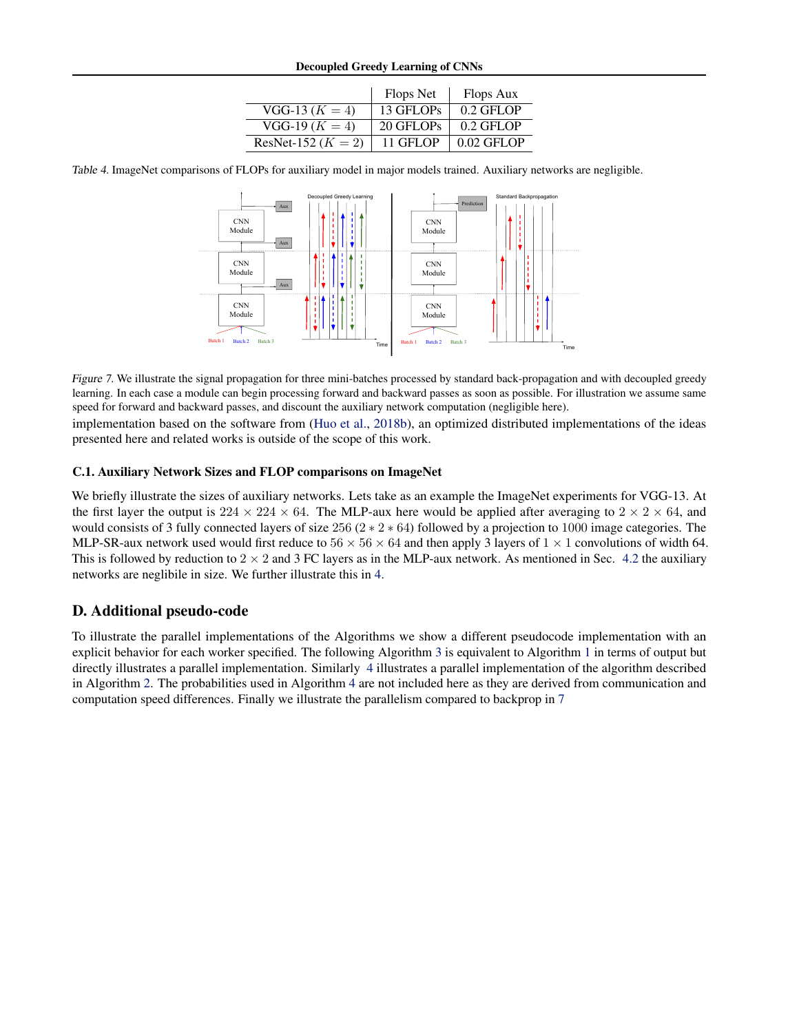| | Flops Net | Flops Aux |
|---|---|---|
| VGG-13 ($K = 4$) | 13 GFLOPs | 0.2 GFLOP |
| VGG-19 ($K = 4$) | 20 GFLOPs | 0.2 GFLOP |
| ResNet-152 ($K = 2$) | 11 GFLOP | 0.02 GFLOP |

*Table 4.* ImageNet comparisons of FLOPs for auxiliary model in major models trained. Auxiliary networks are negligible.

*Figure 7.* We illustrate the signal propagation for three mini-batches processed by standard back-propagation and with decoupled greedy learning. In each case a module can begin processing forward and backward passes as soon as possible. For illustration we assume same speed for forward and backward passes, and discount the auxiliary network computation (negligible here).

implementation based on the software from (Huo et al., 2018b), an optimized distributed implementations of the ideas presented here and related works is outside of the scope of this work.

### C.1. Auxiliary Network Sizes and FLOP comparisons on ImageNet

We briefly illustrate the sizes of auxiliary networks. Lets take as an example the ImageNet experiments for VGG-13. At the first layer the output is $224 \times 224 \times 64$. The MLP-aux here would be applied after averaging to $2 \times 2 \times 64$, and would consists of 3 fully connected layers of size 256 ($2 * 2 * 64$) followed by a projection to 1000 image categories. The MLP-SR-aux network used would first reduce to $56 \times 56 \times 64$ and then apply 3 layers of $1 \times 1$ convolutions of width 64. This is followed by reduction to $2 \times 2$ and 3 FC layers as in the MLP-aux network. As mentioned in Sec. 4.2 the auxiliary networks are neglibile in size. We further illustrate this in 4.

## D. Additional pseudo-code

To illustrate the parallel implementations of the Algorithms we show a different pseudocode implementation with an explicit behavior for each worker specified. The following Algorithm 3 is equivalent to Algorithm 1 in terms of output but directly illustrates a parallel implementation. Similarly 4 illustrates a parallel implementation of the algorithm described in Algorithm 2. The probabilities used in Algorithm 4 are not included here as they are derived from communication and computation speed differences. Finally we illustrate the parallelism compared to backprop in 7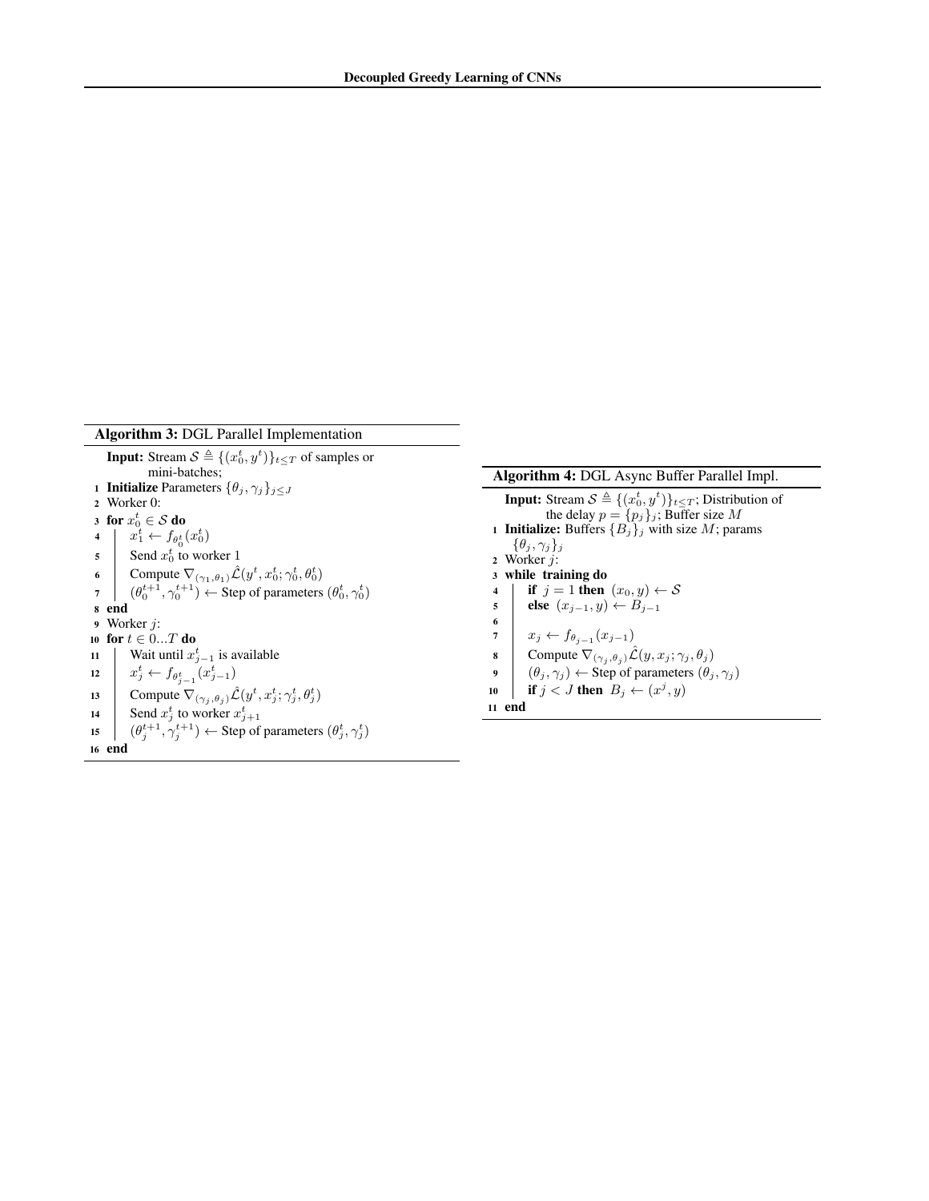**Algorithm 3:** DGL Parallel Implementation

**Input:** Stream $\mathcal{S} \triangleq \{(x_0^t, y^t)\}_{t \leq T}$ of samples or mini-batches;

1 **Initialize** Parameters $\{\theta_j, \gamma_j\}_{j \leq J}$
2 Worker 0:
3 **for** $x_0^t \in \mathcal{S}$ **do**
4 &nbsp;&nbsp;&nbsp;&nbsp;$x_1^t \leftarrow f_{\theta_0^t}(x_0^t)$
5 &nbsp;&nbsp;&nbsp;&nbsp;Send $x_0^t$ to worker 1
6 &nbsp;&nbsp;&nbsp;&nbsp;Compute $\nabla_{(\gamma_1, \theta_1)} \hat{\mathcal{L}}(y^t, x_0^t; \gamma_0^t, \theta_0^t)$
7 &nbsp;&nbsp;&nbsp;&nbsp;$(\theta_0^{t+1}, \gamma_0^{t+1}) \leftarrow$ Step of parameters $(\theta_0^t, \gamma_0^t)$
8 **end**
9 Worker $j$:
10 **for** $t \in 0...T$ **do**
11 &nbsp;&nbsp;&nbsp;&nbsp;Wait until $x_{j-1}^t$ is available
12 &nbsp;&nbsp;&nbsp;&nbsp;$x_j^t \leftarrow f_{\theta_{j-1}^t}(x_{j-1}^t)$
13 &nbsp;&nbsp;&nbsp;&nbsp;Compute $\nabla_{(\gamma_j, \theta_j)} \hat{\mathcal{L}}(y^t, x_j^t; \gamma_j^t, \theta_j^t)$
14 &nbsp;&nbsp;&nbsp;&nbsp;Send $x_j^t$ to worker $x_{j+1}^t$
15 &nbsp;&nbsp;&nbsp;&nbsp;$(\theta_j^{t+1}, \gamma_j^{t+1}) \leftarrow$ Step of parameters $(\theta_j^t, \gamma_j^t)$
16 **end**

**Algorithm 4:** DGL Async Buffer Parallel Impl.

**Input:** Stream $\mathcal{S} \triangleq \{(x_0^t, y^t)\}_{t \leq T}$; Distribution of the delay $p = \{p_j\}_j$; Buffer size $M$

1 **Initialize:** Buffers $\{B_j\}_j$ with size $M$; params $\{\theta_j, \gamma_j\}_j$
2 Worker $j$:
3 **while** training **do**
4 &nbsp;&nbsp;&nbsp;&nbsp;**if** $j = 1$ **then** $(x_0, y) \leftarrow \mathcal{S}$
5 &nbsp;&nbsp;&nbsp;&nbsp;**else** $(x_{j-1}, y) \leftarrow B_{j-1}$
6
7 &nbsp;&nbsp;&nbsp;&nbsp;$x_j \leftarrow f_{\theta_{j-1}}(x_{j-1})$
8 &nbsp;&nbsp;&nbsp;&nbsp;Compute $\nabla_{(\gamma_j, \theta_j)} \hat{\mathcal{L}}(y, x_j; \gamma_j, \theta_j)$
9 &nbsp;&nbsp;&nbsp;&nbsp;$(\theta_j, \gamma_j) \leftarrow$ Step of parameters $(\theta_j, \gamma_j)$
10 &nbsp;&nbsp;&nbsp;&nbsp;**if** $j < J$ **then** $B_j \leftarrow (x^j, y)$
11 **end**